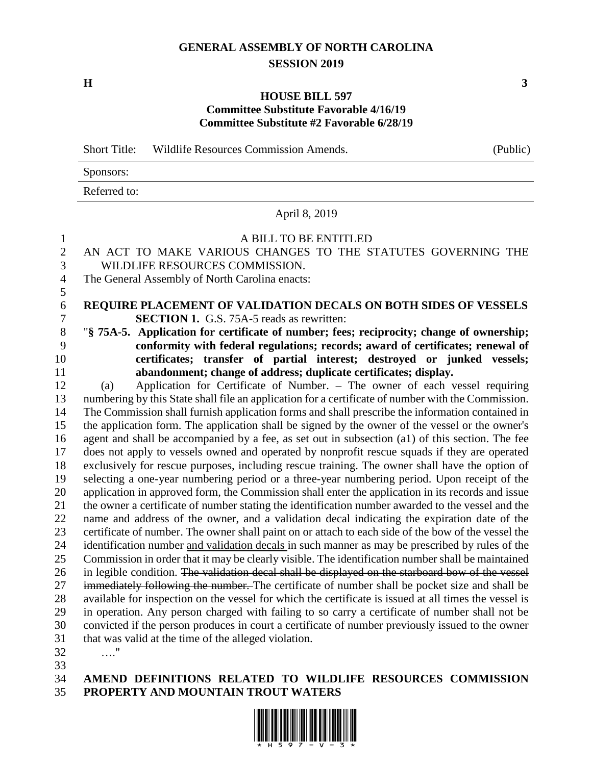# GENERAL ASSEMBLY OF NORTH CAROLINA
## SESSION 2019

**H** **3**

**HOUSE BILL 597**
**Committee Substitute Favorable 4/16/19**
**Committee Substitute #2 Favorable 6/28/19**

| Short Title: | Wildlife Resources Commission Amends. | (Public) |
|---|---|---|
| Sponsors: | | |
| Referred to: | | |

April 8, 2019

A BILL TO BE ENTITLED

AN ACT TO MAKE VARIOUS CHANGES TO THE STATUTES GOVERNING THE WILDLIFE RESOURCES COMMISSION.

The General Assembly of North Carolina enacts:

**REQUIRE PLACEMENT OF VALIDATION DECALS ON BOTH SIDES OF VESSELS**

**SECTION 1.** G.S. 75A-5 reads as rewritten:

"**§ 75A-5. Application for certificate of number; fees; reciprocity; change of ownership; conformity with federal regulations; records; award of certificates; renewal of certificates; transfer of partial interest; destroyed or junked vessels; abandonment; change of address; duplicate certificates; display.**

(a) Application for Certificate of Number. – The owner of each vessel requiring numbering by this State shall file an application for a certificate of number with the Commission. The Commission shall furnish application forms and shall prescribe the information contained in the application form. The application shall be signed by the owner of the vessel or the owner's agent and shall be accompanied by a fee, as set out in subsection (a1) of this section. The fee does not apply to vessels owned and operated by nonprofit rescue squads if they are operated exclusively for rescue purposes, including rescue training. The owner shall have the option of selecting a one-year numbering period or a three-year numbering period. Upon receipt of the application in approved form, the Commission shall enter the application in its records and issue the owner a certificate of number stating the identification number awarded to the vessel and the name and address of the owner, and a validation decal indicating the expiration date of the certificate of number. The owner shall paint on or attach to each side of the bow of the vessel the identification number <u>and validation decals</u> in such manner as may be prescribed by rules of the Commission in order that it may be clearly visible. The identification number shall be maintained in legible condition. ~~The validation decal shall be displayed on the starboard bow of the vessel immediately following the number.~~ The certificate of number shall be pocket size and shall be available for inspection on the vessel for which the certificate is issued at all times the vessel is in operation. Any person charged with failing to so carry a certificate of number shall not be convicted if the person produces in court a certificate of number previously issued to the owner that was valid at the time of the alleged violation.

…."

**AMEND DEFINITIONS RELATED TO WILDLIFE RESOURCES COMMISSION PROPERTY AND MOUNTAIN TROUT WATERS**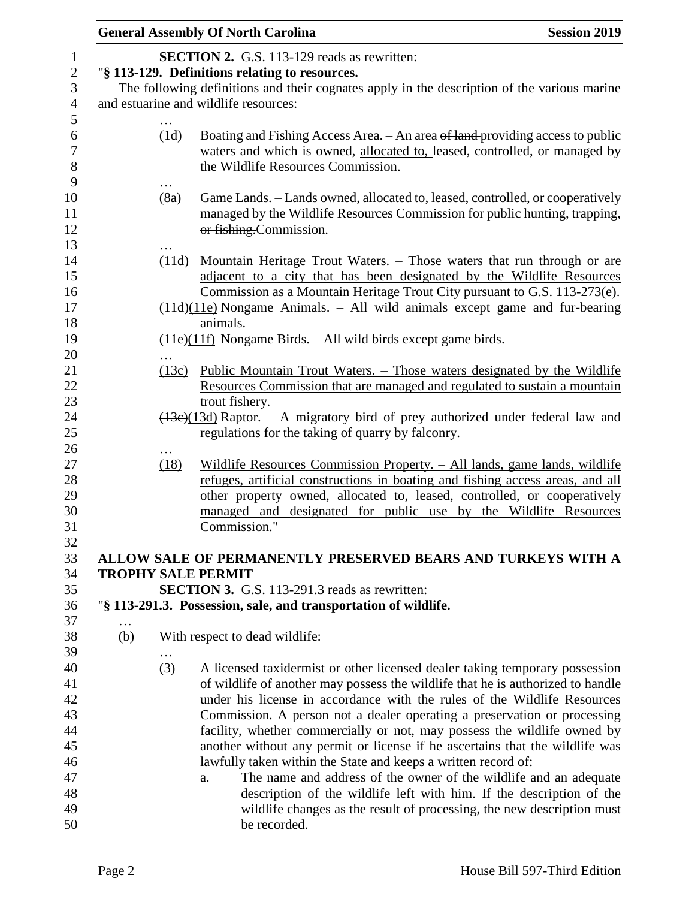**SECTION 2.** G.S. 113-129 reads as rewritten:

"**§ 113-129. Definitions relating to resources.**

The following definitions and their cognates apply in the description of the various marine and estuarine and wildlife resources:

…

(1d) Boating and Fishing Access Area. – An area ~~of land~~ providing access to public waters and which is owned, allocated to, leased, controlled, or managed by the Wildlife Resources Commission.

…

(8a) Game Lands. – Lands owned, allocated to, leased, controlled, or cooperatively managed by the Wildlife Resources ~~Commission for public hunting, trapping, or fishing.~~Commission.

…

(11d) Mountain Heritage Trout Waters. – Those waters that run through or are adjacent to a city that has been designated by the Wildlife Resources Commission as a Mountain Heritage Trout City pursuant to G.S. 113-273(e).

~~(11d)~~(11e) Nongame Animals. – All wild animals except game and fur-bearing animals.

~~(11e)~~(11f) Nongame Birds. – All wild birds except game birds.

…

(13c) Public Mountain Trout Waters. – Those waters designated by the Wildlife Resources Commission that are managed and regulated to sustain a mountain trout fishery.

~~(13c)~~(13d) Raptor. – A migratory bird of prey authorized under federal law and regulations for the taking of quarry by falconry.

…

(18) Wildlife Resources Commission Property. – All lands, game lands, wildlife refuges, artificial constructions in boating and fishing access areas, and all other property owned, allocated to, leased, controlled, or cooperatively managed and designated for public use by the Wildlife Resources Commission."

**ALLOW SALE OF PERMANENTLY PRESERVED BEARS AND TURKEYS WITH A TROPHY SALE PERMIT**

**SECTION 3.** G.S. 113-291.3 reads as rewritten:

"**§ 113-291.3. Possession, sale, and transportation of wildlife.**

…

(b) With respect to dead wildlife:

…

(3) A licensed taxidermist or other licensed dealer taking temporary possession of wildlife of another may possess the wildlife that he is authorized to handle under his license in accordance with the rules of the Wildlife Resources Commission. A person not a dealer operating a preservation or processing facility, whether commercially or not, may possess the wildlife owned by another without any permit or license if he ascertains that the wildlife was lawfully taken within the State and keeps a written record of:

a. The name and address of the owner of the wildlife and an adequate description of the wildlife left with him. If the description of the wildlife changes as the result of processing, the new description must be recorded.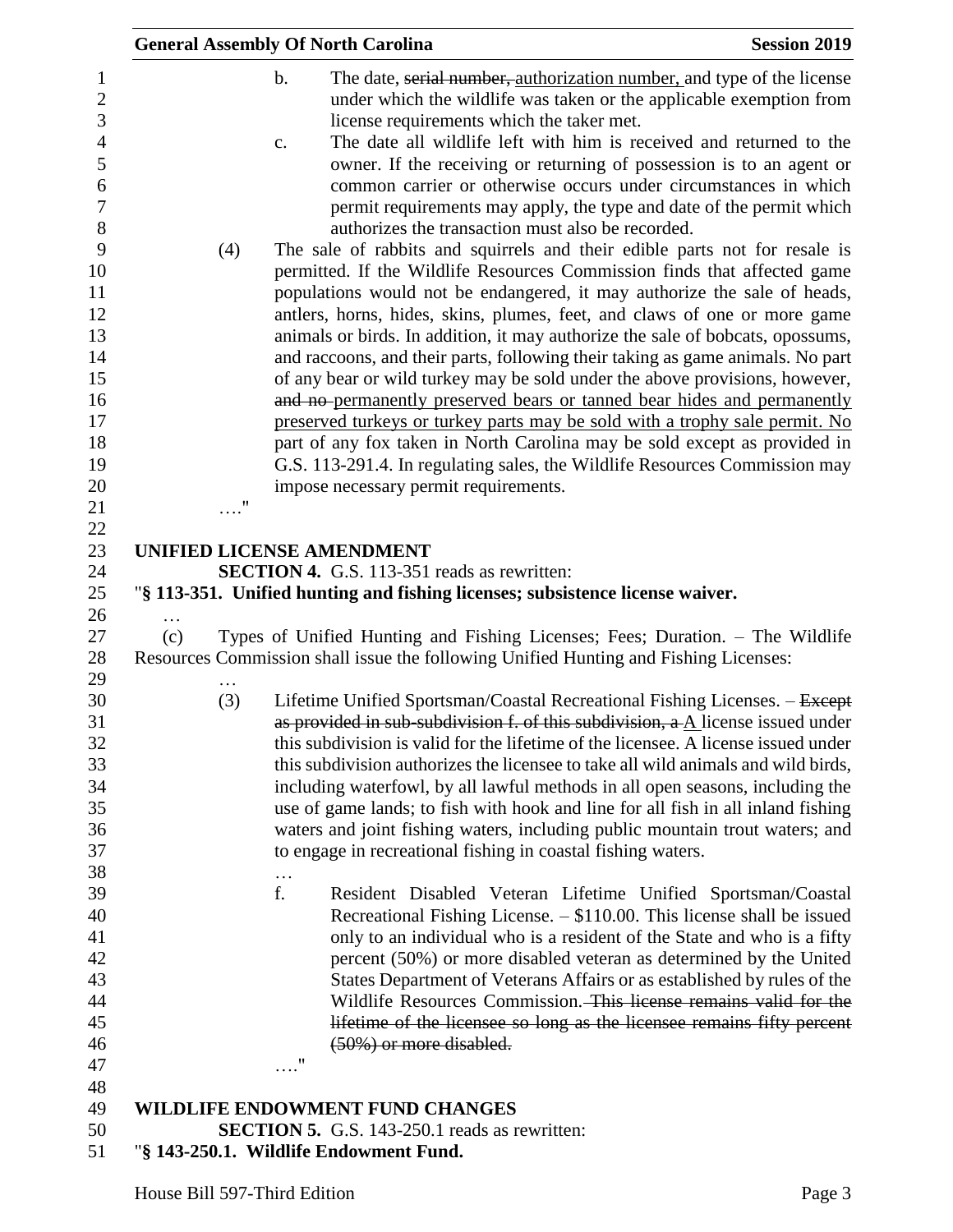b. The date, ~~serial number,~~ authorization number, and type of the license under which the wildlife was taken or the applicable exemption from license requirements which the taker met.

c. The date all wildlife left with him is received and returned to the owner. If the receiving or returning of possession is to an agent or common carrier or otherwise occurs under circumstances in which permit requirements may apply, the type and date of the permit which authorizes the transaction must also be recorded.

(4) The sale of rabbits and squirrels and their edible parts not for resale is permitted. If the Wildlife Resources Commission finds that affected game populations would not be endangered, it may authorize the sale of heads, antlers, horns, hides, skins, plumes, feet, and claws of one or more game animals or birds. In addition, it may authorize the sale of bobcats, opossums, and raccoons, and their parts, following their taking as game animals. No part of any bear or wild turkey may be sold under the above provisions, however, ~~and no~~ permanently preserved bears or tanned bear hides and permanently preserved turkeys or turkey parts may be sold with a trophy sale permit. No part of any fox taken in North Carolina may be sold except as provided in G.S. 113-291.4. In regulating sales, the Wildlife Resources Commission may impose necessary permit requirements.

…."

**UNIFIED LICENSE AMENDMENT**

**SECTION 4.** G.S. 113-351 reads as rewritten:

"**§ 113-351. Unified hunting and fishing licenses; subsistence license waiver.**

…

(c) Types of Unified Hunting and Fishing Licenses; Fees; Duration. – The Wildlife Resources Commission shall issue the following Unified Hunting and Fishing Licenses:

…

(3) Lifetime Unified Sportsman/Coastal Recreational Fishing Licenses. – ~~Except as provided in sub-subdivision f. of this subdivision, a~~ A license issued under this subdivision is valid for the lifetime of the licensee. A license issued under this subdivision authorizes the licensee to take all wild animals and wild birds, including waterfowl, by all lawful methods in all open seasons, including the use of game lands; to fish with hook and line for all fish in all inland fishing waters and joint fishing waters, including public mountain trout waters; and to engage in recreational fishing in coastal fishing waters.

…

f. Resident Disabled Veteran Lifetime Unified Sportsman/Coastal Recreational Fishing License. – $110.00. This license shall be issued only to an individual who is a resident of the State and who is a fifty percent (50%) or more disabled veteran as determined by the United States Department of Veterans Affairs or as established by rules of the Wildlife Resources Commission. ~~This license remains valid for the lifetime of the licensee so long as the licensee remains fifty percent (50%) or more disabled.~~

…."

**WILDLIFE ENDOWMENT FUND CHANGES**

**SECTION 5.** G.S. 143-250.1 reads as rewritten:

"**§ 143-250.1. Wildlife Endowment Fund.**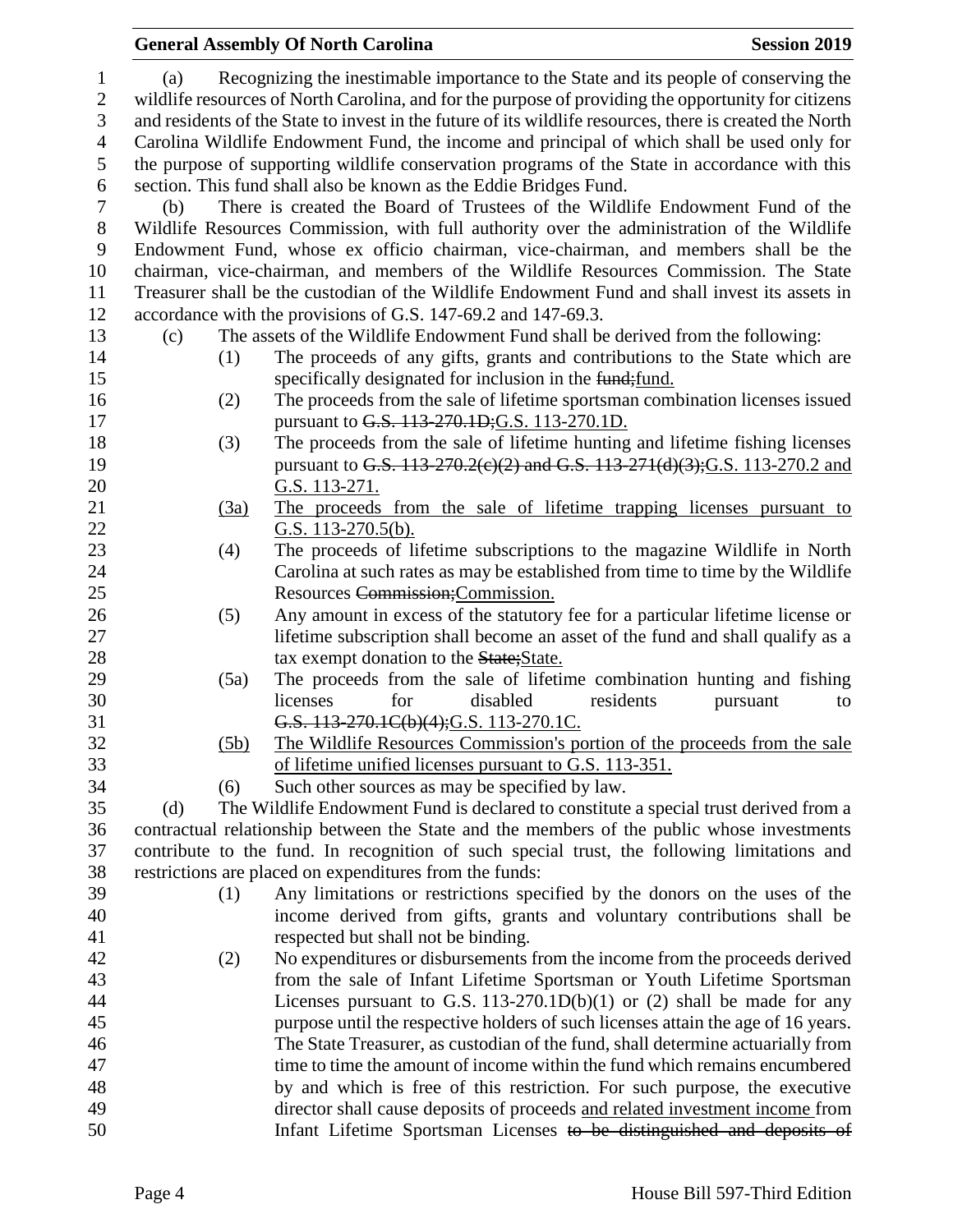(a) Recognizing the inestimable importance to the State and its people of conserving the wildlife resources of North Carolina, and for the purpose of providing the opportunity for citizens and residents of the State to invest in the future of its wildlife resources, there is created the North Carolina Wildlife Endowment Fund, the income and principal of which shall be used only for the purpose of supporting wildlife conservation programs of the State in accordance with this section. This fund shall also be known as the Eddie Bridges Fund.

(b) There is created the Board of Trustees of the Wildlife Endowment Fund of the Wildlife Resources Commission, with full authority over the administration of the Wildlife Endowment Fund, whose ex officio chairman, vice-chairman, and members shall be the chairman, vice-chairman, and members of the Wildlife Resources Commission. The State Treasurer shall be the custodian of the Wildlife Endowment Fund and shall invest its assets in accordance with the provisions of G.S. 147-69.2 and 147-69.3.

(c) The assets of the Wildlife Endowment Fund shall be derived from the following:

(1) The proceeds of any gifts, grants and contributions to the State which are specifically designated for inclusion in the ~~fund;~~fund.

(2) The proceeds from the sale of lifetime sportsman combination licenses issued pursuant to ~~G.S. 113-270.1D;~~G.S. 113-270.1D.

(3) The proceeds from the sale of lifetime hunting and lifetime fishing licenses pursuant to ~~G.S. 113-270.2(c)(2) and G.S. 113-271(d)(3);~~G.S. 113-270.2 and G.S. 113-271.

(3a) The proceeds from the sale of lifetime trapping licenses pursuant to G.S. 113-270.5(b).

(4) The proceeds of lifetime subscriptions to the magazine Wildlife in North Carolina at such rates as may be established from time to time by the Wildlife Resources ~~Commission;~~Commission.

(5) Any amount in excess of the statutory fee for a particular lifetime license or lifetime subscription shall become an asset of the fund and shall qualify as a tax exempt donation to the ~~State;~~State.

(5a) The proceeds from the sale of lifetime combination hunting and fishing licenses for disabled residents pursuant to ~~G.S. 113-270.1C(b)(4);~~G.S. 113-270.1C.

(5b) The Wildlife Resources Commission's portion of the proceeds from the sale of lifetime unified licenses pursuant to G.S. 113-351.

(6) Such other sources as may be specified by law.

(d) The Wildlife Endowment Fund is declared to constitute a special trust derived from a contractual relationship between the State and the members of the public whose investments contribute to the fund. In recognition of such special trust, the following limitations and restrictions are placed on expenditures from the funds:

(1) Any limitations or restrictions specified by the donors on the uses of the income derived from gifts, grants and voluntary contributions shall be respected but shall not be binding.

(2) No expenditures or disbursements from the income from the proceeds derived from the sale of Infant Lifetime Sportsman or Youth Lifetime Sportsman Licenses pursuant to G.S. 113-270.1D(b)(1) or (2) shall be made for any purpose until the respective holders of such licenses attain the age of 16 years. The State Treasurer, as custodian of the fund, shall determine actuarially from time to time the amount of income within the fund which remains encumbered by and which is free of this restriction. For such purpose, the executive director shall cause deposits of proceeds and related investment income from Infant Lifetime Sportsman Licenses ~~to be distinguished and deposits of~~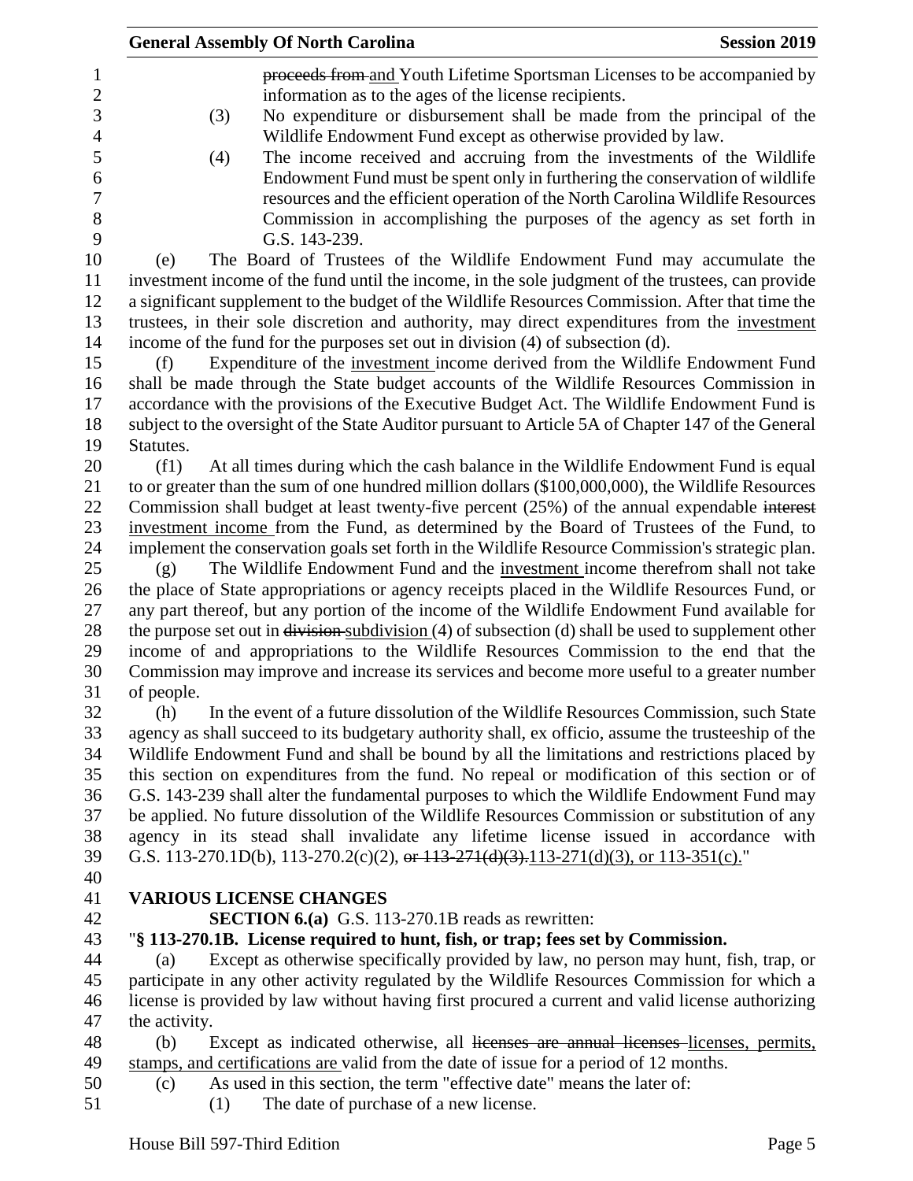~~proceeds from~~ and Youth Lifetime Sportsman Licenses to be accompanied by information as to the ages of the license recipients.

(3) No expenditure or disbursement shall be made from the principal of the Wildlife Endowment Fund except as otherwise provided by law.

(4) The income received and accruing from the investments of the Wildlife Endowment Fund must be spent only in furthering the conservation of wildlife resources and the efficient operation of the North Carolina Wildlife Resources Commission in accomplishing the purposes of the agency as set forth in G.S. 143-239.

(e) The Board of Trustees of the Wildlife Endowment Fund may accumulate the investment income of the fund until the income, in the sole judgment of the trustees, can provide a significant supplement to the budget of the Wildlife Resources Commission. After that time the trustees, in their sole discretion and authority, may direct expenditures from the <u>investment</u> income of the fund for the purposes set out in division (4) of subsection (d).

(f) Expenditure of the <u>investment</u> income derived from the Wildlife Endowment Fund shall be made through the State budget accounts of the Wildlife Resources Commission in accordance with the provisions of the Executive Budget Act. The Wildlife Endowment Fund is subject to the oversight of the State Auditor pursuant to Article 5A of Chapter 147 of the General Statutes.

(f1) At all times during which the cash balance in the Wildlife Endowment Fund is equal to or greater than the sum of one hundred million dollars ($100,000,000), the Wildlife Resources Commission shall budget at least twenty-five percent (25%) of the annual expendable ~~interest~~ <u>investment income</u> from the Fund, as determined by the Board of Trustees of the Fund, to implement the conservation goals set forth in the Wildlife Resource Commission's strategic plan.

(g) The Wildlife Endowment Fund and the <u>investment</u> income therefrom shall not take the place of State appropriations or agency receipts placed in the Wildlife Resources Fund, or any part thereof, but any portion of the income of the Wildlife Endowment Fund available for the purpose set out in ~~division~~ <u>subdivision</u> (4) of subsection (d) shall be used to supplement other income of and appropriations to the Wildlife Resources Commission to the end that the Commission may improve and increase its services and become more useful to a greater number of people.

(h) In the event of a future dissolution of the Wildlife Resources Commission, such State agency as shall succeed to its budgetary authority shall, ex officio, assume the trusteeship of the Wildlife Endowment Fund and shall be bound by all the limitations and restrictions placed by this section on expenditures from the fund. No repeal or modification of this section or of G.S. 143-239 shall alter the fundamental purposes to which the Wildlife Endowment Fund may be applied. No future dissolution of the Wildlife Resources Commission or substitution of any agency in its stead shall invalidate any lifetime license issued in accordance with G.S. 113-270.1D(b), 113-270.2(c)(2), ~~or 113-271(d)(3).~~ <u>113-271(d)(3), or 113-351(c).</u>"

**VARIOUS LICENSE CHANGES**

**SECTION 6.(a)** G.S. 113-270.1B reads as rewritten:

"**§ 113-270.1B. License required to hunt, fish, or trap; fees set by Commission.**

(a) Except as otherwise specifically provided by law, no person may hunt, fish, trap, or participate in any other activity regulated by the Wildlife Resources Commission for which a license is provided by law without having first procured a current and valid license authorizing the activity.

(b) Except as indicated otherwise, all ~~licenses are annual licenses~~ <u>licenses, permits, stamps, and certifications are</u> valid from the date of issue for a period of 12 months.

(c) As used in this section, the term "effective date" means the later of:

(1) The date of purchase of a new license.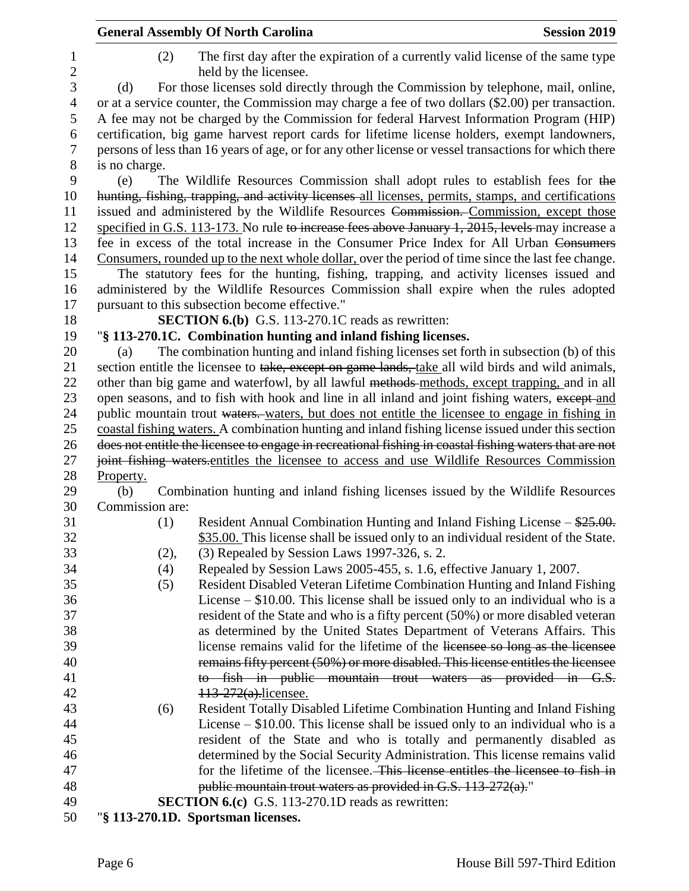(2) The first day after the expiration of a currently valid license of the same type held by the licensee.

(d) For those licenses sold directly through the Commission by telephone, mail, online, or at a service counter, the Commission may charge a fee of two dollars ($2.00) per transaction. A fee may not be charged by the Commission for federal Harvest Information Program (HIP) certification, big game harvest report cards for lifetime license holders, exempt landowners, persons of less than 16 years of age, or for any other license or vessel transactions for which there is no charge.

(e) The Wildlife Resources Commission shall adopt rules to establish fees for ~~the hunting, fishing, trapping, and activity licenses~~ all licenses, permits, stamps, and certifications issued and administered by the Wildlife Resources ~~Commission.~~ Commission, except those specified in G.S. 113-173. No rule ~~to increase fees above January 1, 2015, levels~~ may increase a fee in excess of the total increase in the Consumer Price Index for All Urban ~~Consumers~~ Consumers, rounded up to the next whole dollar, over the period of time since the last fee change.

The statutory fees for the hunting, fishing, trapping, and activity licenses issued and administered by the Wildlife Resources Commission shall expire when the rules adopted pursuant to this subsection become effective."

**SECTION 6.(b)** G.S. 113-270.1C reads as rewritten:

"**§ 113-270.1C. Combination hunting and inland fishing licenses.**

(a) The combination hunting and inland fishing licenses set forth in subsection (b) of this section entitle the licensee to ~~take, except on game lands,~~ take all wild birds and wild animals, other than big game and waterfowl, by all lawful ~~methods~~ methods, except trapping, and in all open seasons, and to fish with hook and line in all inland and joint fishing waters, ~~except~~ and public mountain trout ~~waters.~~ waters, but does not entitle the licensee to engage in fishing in coastal fishing waters. A combination hunting and inland fishing license issued under this section ~~does not entitle the licensee to engage in recreational fishing in coastal fishing waters that are not joint fishing waters.~~ entitles the licensee to access and use Wildlife Resources Commission Property.

(b) Combination hunting and inland fishing licenses issued by the Wildlife Resources Commission are:

(1) Resident Annual Combination Hunting and Inland Fishing License – ~~$25.00.~~ $35.00. This license shall be issued only to an individual resident of the State.

(2), (3) Repealed by Session Laws 1997-326, s. 2.

(4) Repealed by Session Laws 2005-455, s. 1.6, effective January 1, 2007.

(5) Resident Disabled Veteran Lifetime Combination Hunting and Inland Fishing License – $10.00. This license shall be issued only to an individual who is a resident of the State and who is a fifty percent (50%) or more disabled veteran as determined by the United States Department of Veterans Affairs. This license remains valid for the lifetime of the ~~licensee so long as the licensee remains fifty percent (50%) or more disabled. This license entitles the licensee to fish in public mountain trout waters as provided in G.S. 113-272(a).~~ licensee.

(6) Resident Totally Disabled Lifetime Combination Hunting and Inland Fishing License – $10.00. This license shall be issued only to an individual who is a resident of the State and who is totally and permanently disabled as determined by the Social Security Administration. This license remains valid for the lifetime of the licensee. ~~This license entitles the licensee to fish in public mountain trout waters as provided in G.S. 113-272(a).~~"

**SECTION 6.(c)** G.S. 113-270.1D reads as rewritten:

"**§ 113-270.1D. Sportsman licenses.**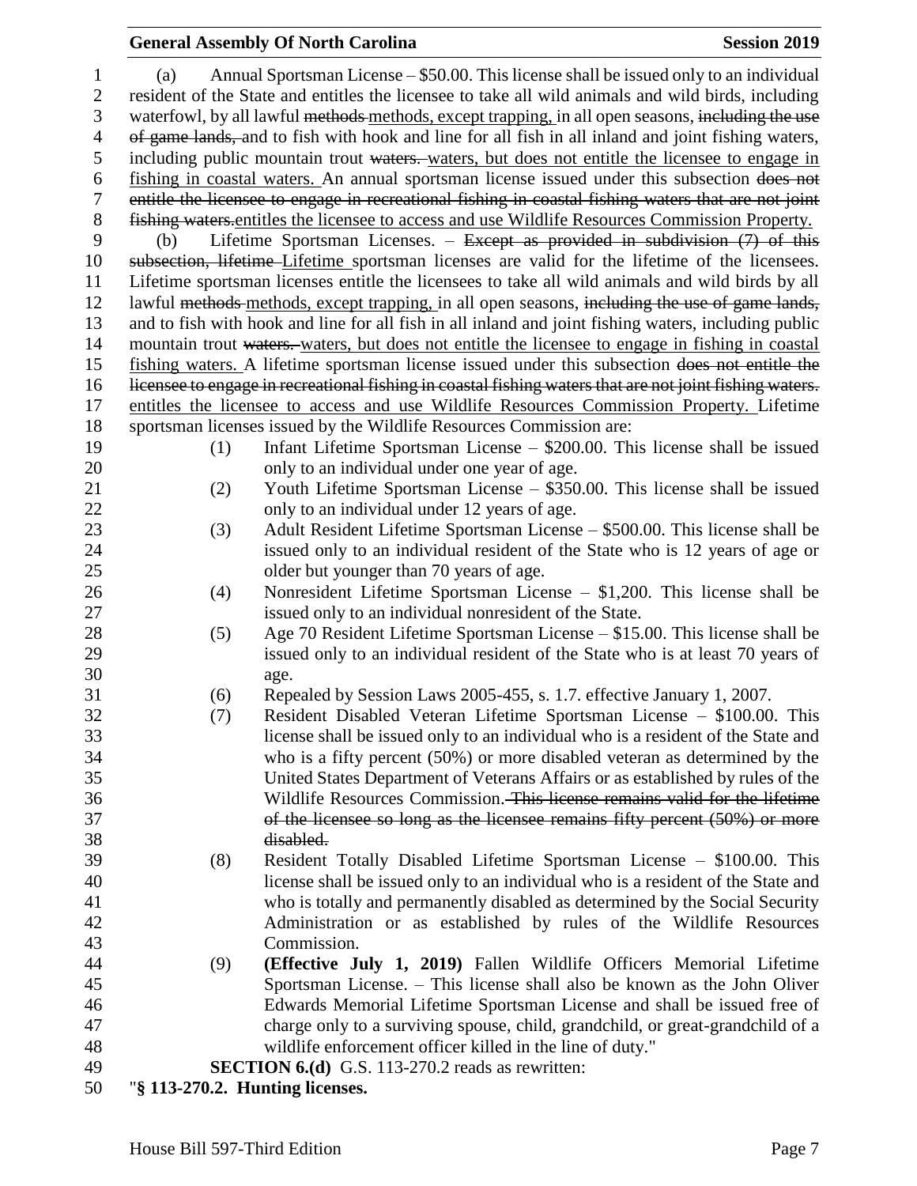(a) Annual Sportsman License – $50.00. This license shall be issued only to an individual resident of the State and entitles the licensee to take all wild animals and wild birds, including waterfowl, by all lawful ~~methods~~ <u>methods, except trapping,</u> in all open seasons, ~~including the use of game lands,~~ and to fish with hook and line for all fish in all inland and joint fishing waters, including public mountain trout ~~waters.~~ <u>waters, but does not entitle the licensee to engage in fishing in coastal waters.</u> An annual sportsman license issued under this subsection ~~does not entitle the licensee to engage in recreational fishing in coastal fishing waters that are not joint fishing waters.~~<u>entitles the licensee to access and use Wildlife Resources Commission Property.</u>

(b) Lifetime Sportsman Licenses. – ~~Except as provided in subdivision (7) of this subsection, lifetime~~ <u>Lifetime</u> sportsman licenses are valid for the lifetime of the licensees. Lifetime sportsman licenses entitle the licensees to take all wild animals and wild birds by all lawful ~~methods~~ <u>methods, except trapping,</u> in all open seasons, ~~including the use of game lands,~~ and to fish with hook and line for all fish in all inland and joint fishing waters, including public mountain trout ~~waters.~~ <u>waters, but does not entitle the licensee to engage in fishing in coastal fishing waters.</u> A lifetime sportsman license issued under this subsection ~~does not entitle the licensee to engage in recreational fishing in coastal fishing waters that are not joint fishing waters.~~ <u>entitles the licensee to access and use Wildlife Resources Commission Property.</u> Lifetime sportsman licenses issued by the Wildlife Resources Commission are:

(1) Infant Lifetime Sportsman License – $200.00. This license shall be issued only to an individual under one year of age.

(2) Youth Lifetime Sportsman License – $350.00. This license shall be issued only to an individual under 12 years of age.

(3) Adult Resident Lifetime Sportsman License – $500.00. This license shall be issued only to an individual resident of the State who is 12 years of age or older but younger than 70 years of age.

(4) Nonresident Lifetime Sportsman License – $1,200. This license shall be issued only to an individual nonresident of the State.

(5) Age 70 Resident Lifetime Sportsman License – $15.00. This license shall be issued only to an individual resident of the State who is at least 70 years of age.

(6) Repealed by Session Laws 2005-455, s. 1.7. effective January 1, 2007.

(7) Resident Disabled Veteran Lifetime Sportsman License – $100.00. This license shall be issued only to an individual who is a resident of the State and who is a fifty percent (50%) or more disabled veteran as determined by the United States Department of Veterans Affairs or as established by rules of the Wildlife Resources Commission. ~~This license remains valid for the lifetime of the licensee so long as the licensee remains fifty percent (50%) or more disabled.~~

(8) Resident Totally Disabled Lifetime Sportsman License – $100.00. This license shall be issued only to an individual who is a resident of the State and who is totally and permanently disabled as determined by the Social Security Administration or as established by rules of the Wildlife Resources Commission.

(9) **(Effective July 1, 2019)** Fallen Wildlife Officers Memorial Lifetime Sportsman License. – This license shall also be known as the John Oliver Edwards Memorial Lifetime Sportsman License and shall be issued free of charge only to a surviving spouse, child, grandchild, or great-grandchild of a wildlife enforcement officer killed in the line of duty."

**SECTION 6.(d)** G.S. 113-270.2 reads as rewritten:

"**§ 113-270.2. Hunting licenses.**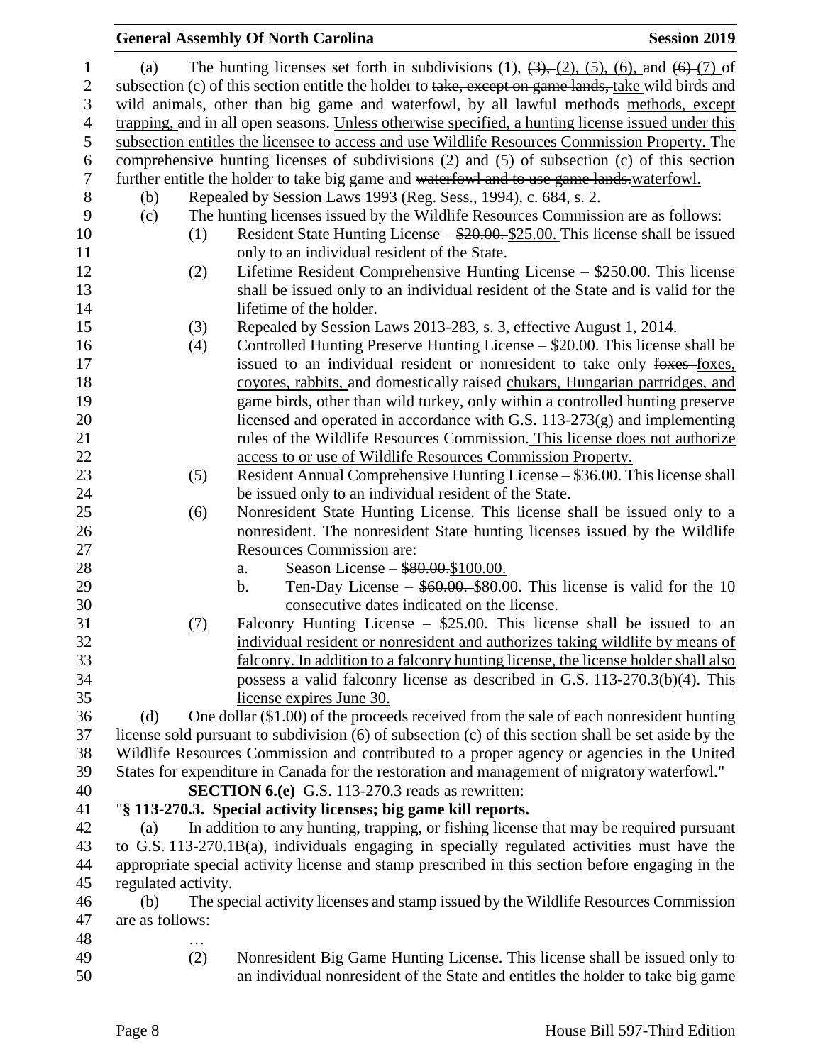(a) The hunting licenses set forth in subdivisions (1), ~~(3),~~ (2), (5), (6), and ~~(6)~~ (7) of subsection (c) of this section entitle the holder to ~~take, except on game lands,~~ take wild birds and wild animals, other than big game and waterfowl, by all lawful ~~methods~~ methods, except trapping, and in all open seasons. Unless otherwise specified, a hunting license issued under this subsection entitles the licensee to access and use Wildlife Resources Commission Property. The comprehensive hunting licenses of subdivisions (2) and (5) of subsection (c) of this section further entitle the holder to take big game and ~~waterfowl and to use game lands.~~ waterfowl.

(b) Repealed by Session Laws 1993 (Reg. Sess., 1994), c. 684, s. 2.

(c) The hunting licenses issued by the Wildlife Resources Commission are as follows:

(1) Resident State Hunting License – ~~$20.00.~~ $25.00. This license shall be issued only to an individual resident of the State.

(2) Lifetime Resident Comprehensive Hunting License – $250.00. This license shall be issued only to an individual resident of the State and is valid for the lifetime of the holder.

(3) Repealed by Session Laws 2013-283, s. 3, effective August 1, 2014.

(4) Controlled Hunting Preserve Hunting License – $20.00. This license shall be issued to an individual resident or nonresident to take only ~~foxes~~ foxes, coyotes, rabbits, and domestically raised chukars, Hungarian partridges, and game birds, other than wild turkey, only within a controlled hunting preserve licensed and operated in accordance with G.S. 113-273(g) and implementing rules of the Wildlife Resources Commission. This license does not authorize access to or use of Wildlife Resources Commission Property.

(5) Resident Annual Comprehensive Hunting License – $36.00. This license shall be issued only to an individual resident of the State.

(6) Nonresident State Hunting License. This license shall be issued only to a nonresident. The nonresident State hunting licenses issued by the Wildlife Resources Commission are:

a. Season License – ~~$80.00.~~ $100.00.

b. Ten-Day License – ~~$60.00.~~ $80.00. This license is valid for the 10 consecutive dates indicated on the license.

(7) Falconry Hunting License – $25.00. This license shall be issued to an individual resident or nonresident and authorizes taking wildlife by means of falconry. In addition to a falconry hunting license, the license holder shall also possess a valid falconry license as described in G.S. 113-270.3(b)(4). This license expires June 30.

(d) One dollar ($1.00) of the proceeds received from the sale of each nonresident hunting license sold pursuant to subdivision (6) of subsection (c) of this section shall be set aside by the Wildlife Resources Commission and contributed to a proper agency or agencies in the United States for expenditure in Canada for the restoration and management of migratory waterfowl."

**SECTION 6.(e)** G.S. 113-270.3 reads as rewritten:

"**§ 113-270.3. Special activity licenses; big game kill reports.**

(a) In addition to any hunting, trapping, or fishing license that may be required pursuant to G.S. 113-270.1B(a), individuals engaging in specially regulated activities must have the appropriate special activity license and stamp prescribed in this section before engaging in the regulated activity.

(b) The special activity licenses and stamp issued by the Wildlife Resources Commission are as follows:

…

(2) Nonresident Big Game Hunting License. This license shall be issued only to an individual nonresident of the State and entitles the holder to take big game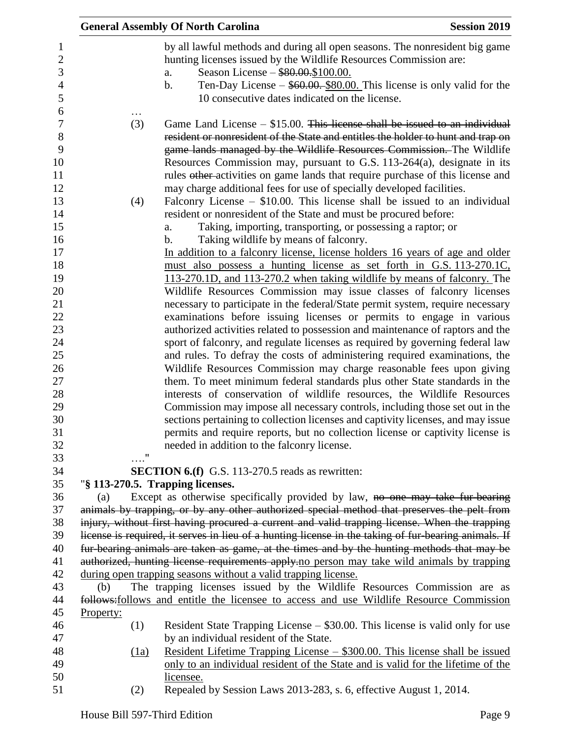by all lawful methods and during all open seasons. The nonresident big game hunting licenses issued by the Wildlife Resources Commission are:

a. Season License – ~~$80.00.~~<u>$100.00.</u>

b. Ten-Day License – ~~$60.00.~~ <u>$80.00.</u> This license is only valid for the 10 consecutive dates indicated on the license.

…

(3) Game Land License – $15.00. ~~This license shall be issued to an individual resident or nonresident of the State and entitles the holder to hunt and trap on game lands managed by the Wildlife Resources Commission.~~ The Wildlife Resources Commission may, pursuant to G.S. 113-264(a), designate in its rules ~~other~~ activities on game lands that require purchase of this license and may charge additional fees for use of specially developed facilities.

(4) Falconry License – $10.00. This license shall be issued to an individual resident or nonresident of the State and must be procured before:

a. Taking, importing, transporting, or possessing a raptor; or

b. Taking wildlife by means of falconry.

<u>In addition to a falconry license, license holders 16 years of age and older must also possess a hunting license as set forth in G.S. 113-270.1C, 113-270.1D, and 113-270.2 when taking wildlife by means of falconry.</u> The Wildlife Resources Commission may issue classes of falconry licenses necessary to participate in the federal/State permit system, require necessary examinations before issuing licenses or permits to engage in various authorized activities related to possession and maintenance of raptors and the sport of falconry, and regulate licenses as required by governing federal law and rules. To defray the costs of administering required examinations, the Wildlife Resources Commission may charge reasonable fees upon giving them. To meet minimum federal standards plus other State standards in the interests of conservation of wildlife resources, the Wildlife Resources Commission may impose all necessary controls, including those set out in the sections pertaining to collection licenses and captivity licenses, and may issue permits and require reports, but no collection license or captivity license is needed in addition to the falconry license.

…."

**SECTION 6.(f)** G.S. 113-270.5 reads as rewritten:

"**§ 113-270.5. Trapping licenses.**

(a) Except as otherwise specifically provided by law, ~~no one may take fur-bearing animals by trapping, or by any other authorized special method that preserves the pelt from injury, without first having procured a current and valid trapping license. When the trapping license is required, it serves in lieu of a hunting license in the taking of fur-bearing animals. If fur-bearing animals are taken as game, at the times and by the hunting methods that may be authorized, hunting license requirements apply.~~<u>no person may take wild animals by trapping during open trapping seasons without a valid trapping license.</u>

(b) The trapping licenses issued by the Wildlife Resources Commission are as ~~follows:~~<u>follows and entitle the licensee to access and use Wildlife Resource Commission Property:</u>

(1) Resident State Trapping License – $30.00. This license is valid only for use by an individual resident of the State.

<u>(1a) Resident Lifetime Trapping License – $300.00. This license shall be issued only to an individual resident of the State and is valid for the lifetime of the licensee.</u>

(2) Repealed by Session Laws 2013-283, s. 6, effective August 1, 2014.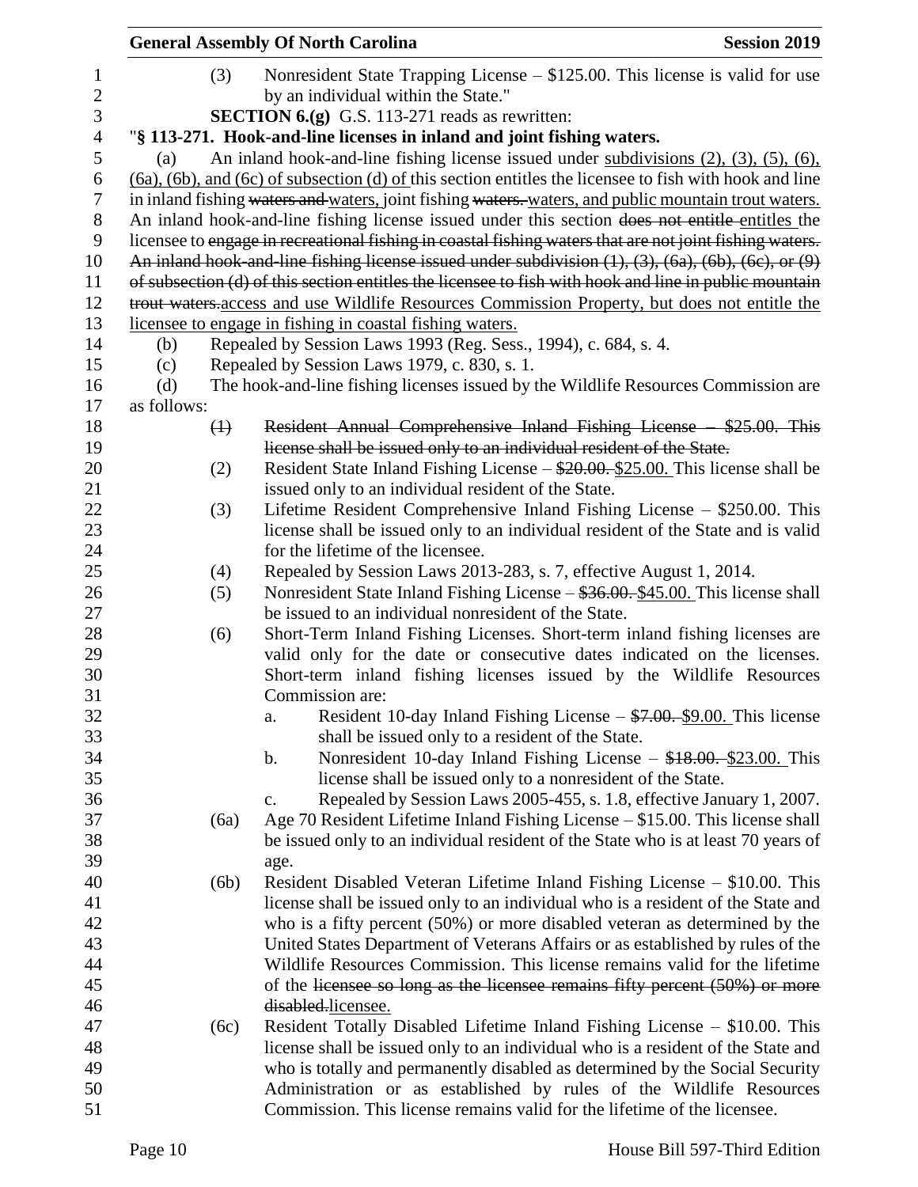(3) Nonresident State Trapping License – $125.00. This license is valid for use by an individual within the State."

**SECTION 6.(g)** G.S. 113-271 reads as rewritten:

"**§ 113-271. Hook-and-line licenses in inland and joint fishing waters.**

(a) An inland hook-and-line fishing license issued under subdivisions (2), (3), (5), (6), (6a), (6b), and (6c) of subsection (d) of this section entitles the licensee to fish with hook and line in inland fishing ~~waters and~~ waters, joint fishing ~~waters.~~ waters, and public mountain trout waters. An inland hook-and-line fishing license issued under this section ~~does not entitle~~ entitles the licensee to ~~engage in recreational fishing in coastal fishing waters that are not joint fishing waters. An inland hook-and-line fishing license issued under subdivision (1), (3), (6a), (6b), (6c), or (9) of subsection (d) of this section entitles the licensee to fish with hook and line in public mountain trout waters.~~ access and use Wildlife Resources Commission Property, but does not entitle the licensee to engage in fishing in coastal fishing waters.

(b) Repealed by Session Laws 1993 (Reg. Sess., 1994), c. 684, s. 4.

(c) Repealed by Session Laws 1979, c. 830, s. 1.

(d) The hook-and-line fishing licenses issued by the Wildlife Resources Commission are as follows:

~~(1) Resident Annual Comprehensive Inland Fishing License – $25.00. This license shall be issued only to an individual resident of the State.~~

(2) Resident State Inland Fishing License – ~~$20.00.~~ $25.00. This license shall be issued only to an individual resident of the State.

(3) Lifetime Resident Comprehensive Inland Fishing License – $250.00. This license shall be issued only to an individual resident of the State and is valid for the lifetime of the licensee.

(4) Repealed by Session Laws 2013-283, s. 7, effective August 1, 2014.

(5) Nonresident State Inland Fishing License – ~~$36.00.~~ $45.00. This license shall be issued to an individual nonresident of the State.

(6) Short-Term Inland Fishing Licenses. Short-term inland fishing licenses are valid only for the date or consecutive dates indicated on the licenses. Short-term inland fishing licenses issued by the Wildlife Resources Commission are:

   a. Resident 10-day Inland Fishing License – ~~$7.00.~~ $9.00. This license shall be issued only to a resident of the State.

   b. Nonresident 10-day Inland Fishing License – ~~$18.00.~~ $23.00. This license shall be issued only to a nonresident of the State.

   c. Repealed by Session Laws 2005-455, s. 1.8, effective January 1, 2007.

(6a) Age 70 Resident Lifetime Inland Fishing License – $15.00. This license shall be issued only to an individual resident of the State who is at least 70 years of age.

(6b) Resident Disabled Veteran Lifetime Inland Fishing License – $10.00. This license shall be issued only to an individual who is a resident of the State and who is a fifty percent (50%) or more disabled veteran as determined by the United States Department of Veterans Affairs or as established by rules of the Wildlife Resources Commission. This license remains valid for the lifetime of the ~~licensee so long as the licensee remains fifty percent (50%) or more disabled.~~ licensee.

(6c) Resident Totally Disabled Lifetime Inland Fishing License – $10.00. This license shall be issued only to an individual who is a resident of the State and who is totally and permanently disabled as determined by the Social Security Administration or as established by rules of the Wildlife Resources Commission. This license remains valid for the lifetime of the licensee.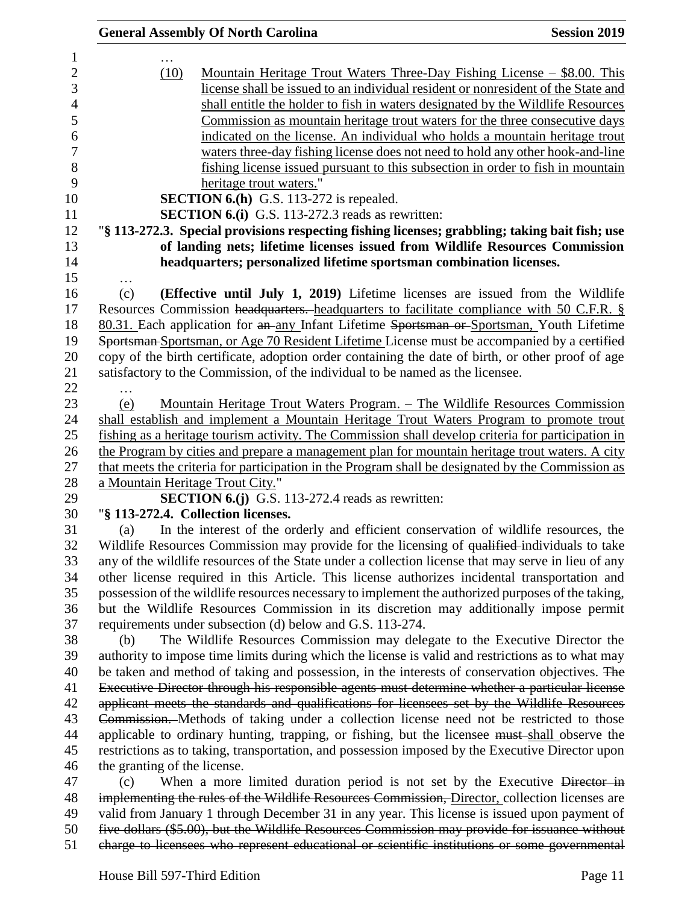…

(10) Mountain Heritage Trout Waters Three-Day Fishing License – $8.00. This license shall be issued to an individual resident or nonresident of the State and shall entitle the holder to fish in waters designated by the Wildlife Resources Commission as mountain heritage trout waters for the three consecutive days indicated on the license. An individual who holds a mountain heritage trout waters three-day fishing license does not need to hold any other hook-and-line fishing license issued pursuant to this subsection in order to fish in mountain heritage trout waters."

**SECTION 6.(h)** G.S. 113-272 is repealed.

**SECTION 6.(i)** G.S. 113-272.3 reads as rewritten:

"**§ 113-272.3. Special provisions respecting fishing licenses; grabbling; taking bait fish; use of landing nets; lifetime licenses issued from Wildlife Resources Commission headquarters; personalized lifetime sportsman combination licenses.**

…

(c) **(Effective until July 1, 2019)** Lifetime licenses are issued from the Wildlife Resources Commission headquarters. headquarters to facilitate compliance with 50 C.F.R. § 80.31. Each application for an any Infant Lifetime Sportsman or Sportsman, Youth Lifetime Sportsman Sportsman, or Age 70 Resident Lifetime License must be accompanied by a certified copy of the birth certificate, adoption order containing the date of birth, or other proof of age satisfactory to the Commission, of the individual to be named as the licensee.

…

(e) Mountain Heritage Trout Waters Program. – The Wildlife Resources Commission shall establish and implement a Mountain Heritage Trout Waters Program to promote trout fishing as a heritage tourism activity. The Commission shall develop criteria for participation in the Program by cities and prepare a management plan for mountain heritage trout waters. A city that meets the criteria for participation in the Program shall be designated by the Commission as a Mountain Heritage Trout City."

**SECTION 6.(j)** G.S. 113-272.4 reads as rewritten:

"**§ 113-272.4. Collection licenses.**

(a) In the interest of the orderly and efficient conservation of wildlife resources, the Wildlife Resources Commission may provide for the licensing of qualified individuals to take any of the wildlife resources of the State under a collection license that may serve in lieu of any other license required in this Article. This license authorizes incidental transportation and possession of the wildlife resources necessary to implement the authorized purposes of the taking, but the Wildlife Resources Commission in its discretion may additionally impose permit requirements under subsection (d) below and G.S. 113-274.

(b) The Wildlife Resources Commission may delegate to the Executive Director the authority to impose time limits during which the license is valid and restrictions as to what may be taken and method of taking and possession, in the interests of conservation objectives. The Executive Director through his responsible agents must determine whether a particular license applicant meets the standards and qualifications for licensees set by the Wildlife Resources Commission. Methods of taking under a collection license need not be restricted to those applicable to ordinary hunting, trapping, or fishing, but the licensee must shall observe the restrictions as to taking, transportation, and possession imposed by the Executive Director upon the granting of the license.

(c) When a more limited duration period is not set by the Executive Director in implementing the rules of the Wildlife Resources Commission, Director, collection licenses are valid from January 1 through December 31 in any year. This license is issued upon payment of five dollars ($5.00), but the Wildlife Resources Commission may provide for issuance without charge to licensees who represent educational or scientific institutions or some governmental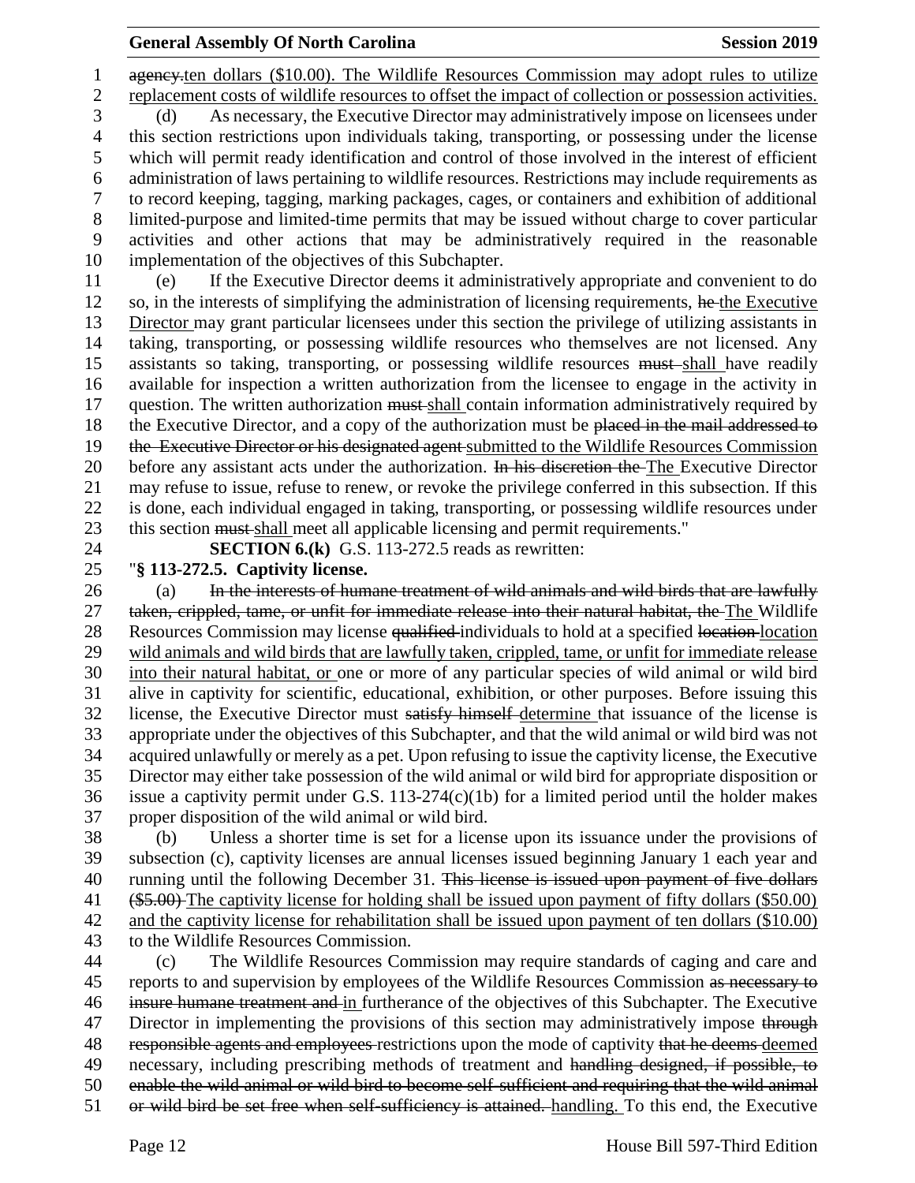~~agency.~~ten dollars ($10.00). The Wildlife Resources Commission may adopt rules to utilize replacement costs of wildlife resources to offset the impact of collection or possession activities.

(d) As necessary, the Executive Director may administratively impose on licensees under this section restrictions upon individuals taking, transporting, or possessing under the license which will permit ready identification and control of those involved in the interest of efficient administration of laws pertaining to wildlife resources. Restrictions may include requirements as to record keeping, tagging, marking packages, cages, or containers and exhibition of additional limited-purpose and limited-time permits that may be issued without charge to cover particular activities and other actions that may be administratively required in the reasonable implementation of the objectives of this Subchapter.

(e) If the Executive Director deems it administratively appropriate and convenient to do so, in the interests of simplifying the administration of licensing requirements, ~~he~~ the Executive Director may grant particular licensees under this section the privilege of utilizing assistants in taking, transporting, or possessing wildlife resources who themselves are not licensed. Any assistants so taking, transporting, or possessing wildlife resources ~~must~~ shall have readily available for inspection a written authorization from the licensee to engage in the activity in question. The written authorization ~~must~~ shall contain information administratively required by the Executive Director, and a copy of the authorization must be ~~placed in the mail addressed to the Executive Director or his designated agent~~ submitted to the Wildlife Resources Commission before any assistant acts under the authorization. ~~In his discretion the~~ The Executive Director may refuse to issue, refuse to renew, or revoke the privilege conferred in this subsection. If this is done, each individual engaged in taking, transporting, or possessing wildlife resources under this section ~~must~~ shall meet all applicable licensing and permit requirements."

**SECTION 6.(k)** G.S. 113-272.5 reads as rewritten:

"**§ 113-272.5. Captivity license.**

(a) ~~In the interests of humane treatment of wild animals and wild birds that are lawfully taken, crippled, tame, or unfit for immediate release into their natural habitat, the~~ The Wildlife Resources Commission may license ~~qualified~~ individuals to hold at a specified ~~location~~ location wild animals and wild birds that are lawfully taken, crippled, tame, or unfit for immediate release into their natural habitat, or one or more of any particular species of wild animal or wild bird alive in captivity for scientific, educational, exhibition, or other purposes. Before issuing this license, the Executive Director must ~~satisfy himself~~ determine that issuance of the license is appropriate under the objectives of this Subchapter, and that the wild animal or wild bird was not acquired unlawfully or merely as a pet. Upon refusing to issue the captivity license, the Executive Director may either take possession of the wild animal or wild bird for appropriate disposition or issue a captivity permit under G.S. 113-274(c)(1b) for a limited period until the holder makes proper disposition of the wild animal or wild bird.

(b) Unless a shorter time is set for a license upon its issuance under the provisions of subsection (c), captivity licenses are annual licenses issued beginning January 1 each year and running until the following December 31. ~~This license is issued upon payment of five dollars ($5.00)~~ The captivity license for holding shall be issued upon payment of fifty dollars ($50.00) and the captivity license for rehabilitation shall be issued upon payment of ten dollars ($10.00) to the Wildlife Resources Commission.

(c) The Wildlife Resources Commission may require standards of caging and care and reports to and supervision by employees of the Wildlife Resources Commission ~~as necessary to insure humane treatment and~~ in furtherance of the objectives of this Subchapter. The Executive Director in implementing the provisions of this section may administratively impose ~~through responsible agents and employees~~ restrictions upon the mode of captivity ~~that he deems~~ deemed necessary, including prescribing methods of treatment and ~~handling designed, if possible, to enable the wild animal or wild bird to become self-sufficient and requiring that the wild animal or wild bird be set free when self-sufficiency is attained.~~ handling. To this end, the Executive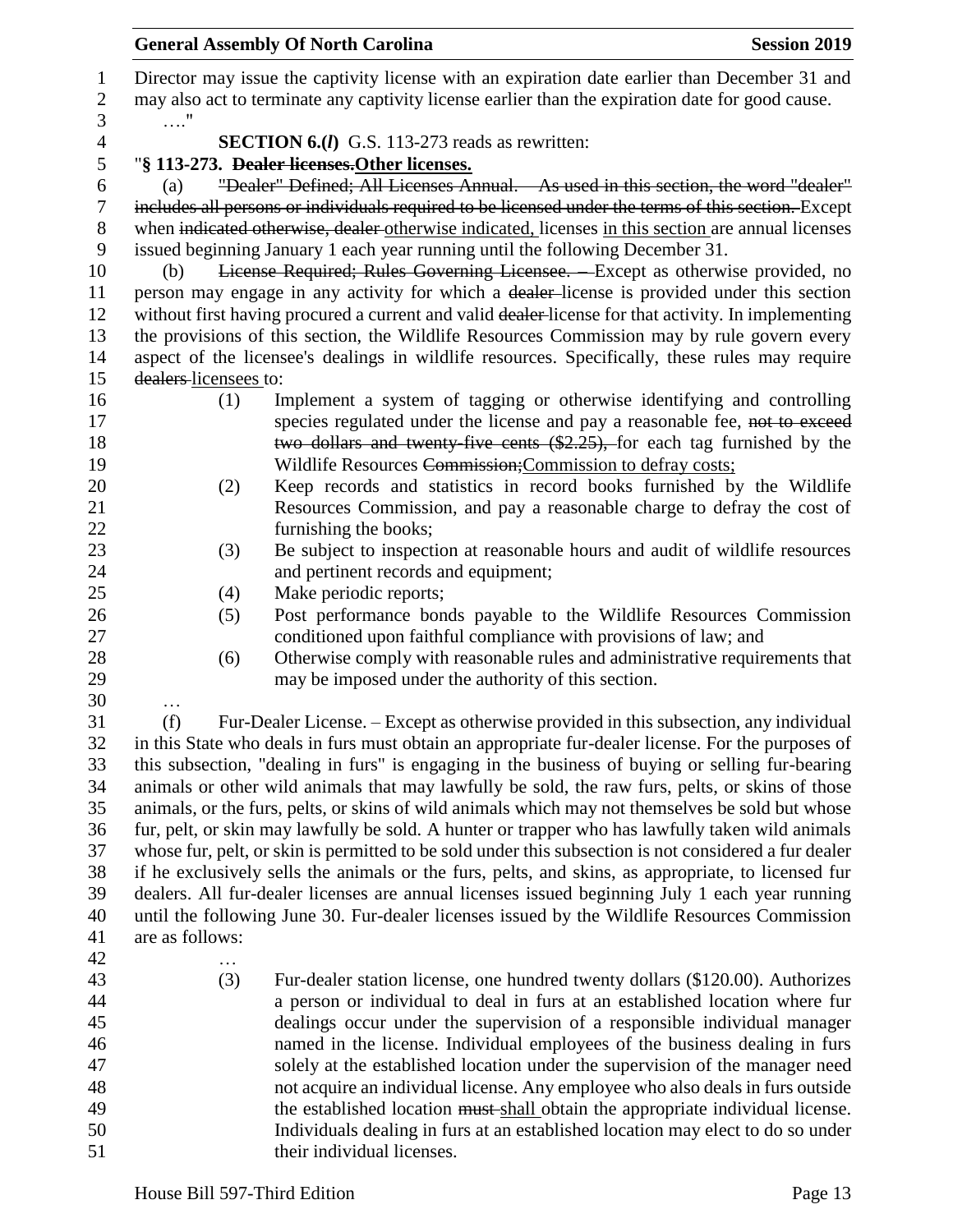Director may issue the captivity license with an expiration date earlier than December 31 and may also act to terminate any captivity license earlier than the expiration date for good cause.

…."

**SECTION 6.(*l*)** G.S. 113-273 reads as rewritten:

"**§ 113-273. ~~Dealer licenses.~~Other licenses.**

(a) ~~"Dealer" Defined; All Licenses Annual. – As used in this section, the word "dealer" includes all persons or individuals required to be licensed under the terms of this section.~~ Except when ~~indicated otherwise, dealer~~ otherwise indicated, licenses in this section are annual licenses issued beginning January 1 each year running until the following December 31.

(b) ~~License Required; Rules Governing Licensee. –~~ Except as otherwise provided, no person may engage in any activity for which a ~~dealer~~ license is provided under this section without first having procured a current and valid ~~dealer~~ license for that activity. In implementing the provisions of this section, the Wildlife Resources Commission may by rule govern every aspect of the licensee's dealings in wildlife resources. Specifically, these rules may require ~~dealers~~ licensees to:

(1) Implement a system of tagging or otherwise identifying and controlling species regulated under the license and pay a reasonable fee, ~~not to exceed two dollars and twenty-five cents ($2.25),~~ for each tag furnished by the Wildlife Resources ~~Commission;~~Commission to defray costs;

(2) Keep records and statistics in record books furnished by the Wildlife Resources Commission, and pay a reasonable charge to defray the cost of furnishing the books;

(3) Be subject to inspection at reasonable hours and audit of wildlife resources and pertinent records and equipment;

(4) Make periodic reports;

(5) Post performance bonds payable to the Wildlife Resources Commission conditioned upon faithful compliance with provisions of law; and

(6) Otherwise comply with reasonable rules and administrative requirements that may be imposed under the authority of this section.

…

(f) Fur-Dealer License. – Except as otherwise provided in this subsection, any individual in this State who deals in furs must obtain an appropriate fur-dealer license. For the purposes of this subsection, "dealing in furs" is engaging in the business of buying or selling fur-bearing animals or other wild animals that may lawfully be sold, the raw furs, pelts, or skins of those animals, or the furs, pelts, or skins of wild animals which may not themselves be sold but whose fur, pelt, or skin may lawfully be sold. A hunter or trapper who has lawfully taken wild animals whose fur, pelt, or skin is permitted to be sold under this subsection is not considered a fur dealer if he exclusively sells the animals or the furs, pelts, and skins, as appropriate, to licensed fur dealers. All fur-dealer licenses are annual licenses issued beginning July 1 each year running until the following June 30. Fur-dealer licenses issued by the Wildlife Resources Commission are as follows:

…

(3) Fur-dealer station license, one hundred twenty dollars ($120.00). Authorizes a person or individual to deal in furs at an established location where fur dealings occur under the supervision of a responsible individual manager named in the license. Individual employees of the business dealing in furs solely at the established location under the supervision of the manager need not acquire an individual license. Any employee who also deals in furs outside the established location ~~must~~ shall obtain the appropriate individual license. Individuals dealing in furs at an established location may elect to do so under their individual licenses.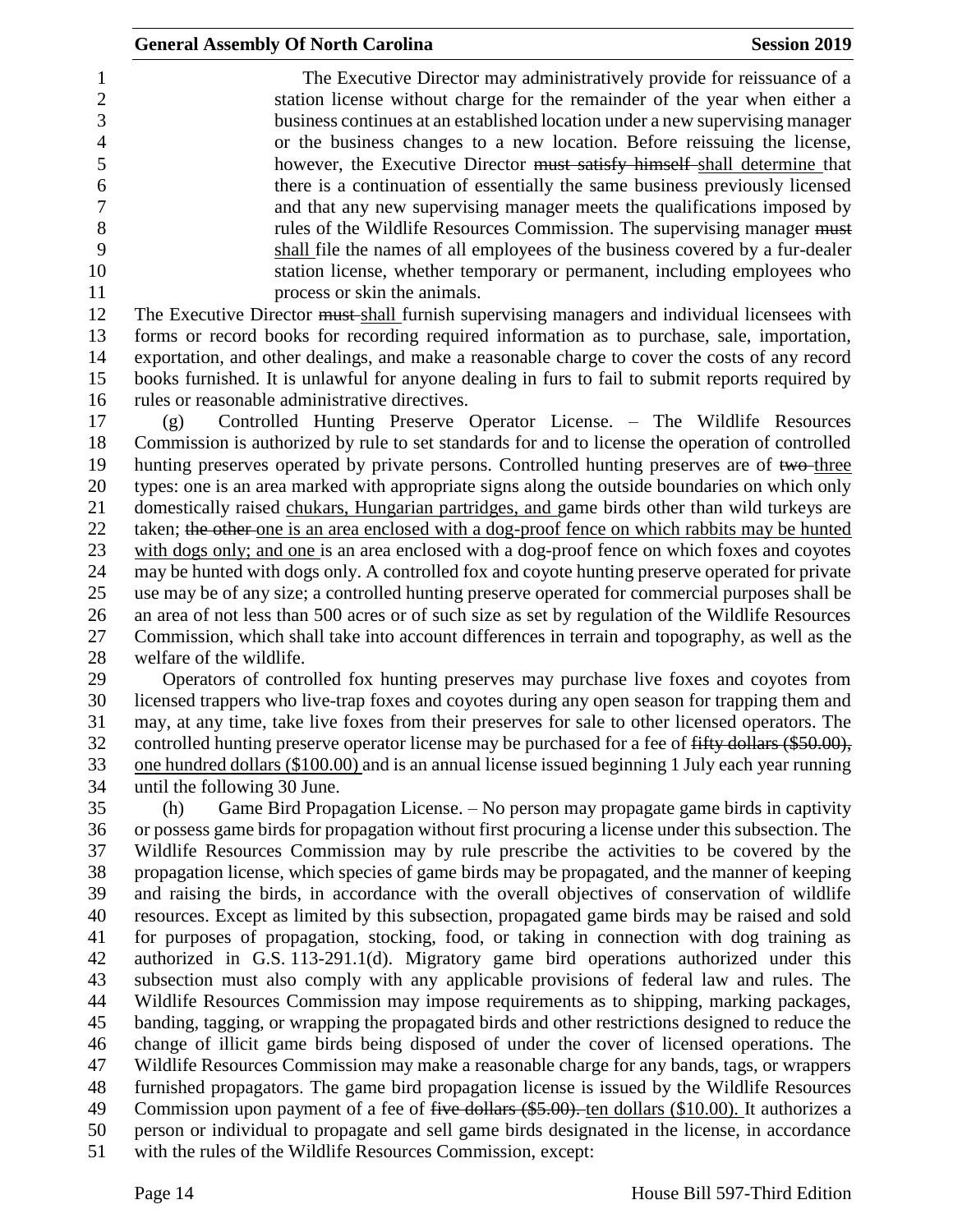The Executive Director may administratively provide for reissuance of a station license without charge for the remainder of the year when either a business continues at an established location under a new supervising manager or the business changes to a new location. Before reissuing the license, however, the Executive Director ~~must satisfy himself~~ shall determine that there is a continuation of essentially the same business previously licensed and that any new supervising manager meets the qualifications imposed by rules of the Wildlife Resources Commission. The supervising manager ~~must~~ shall file the names of all employees of the business covered by a fur-dealer station license, whether temporary or permanent, including employees who process or skin the animals.

The Executive Director ~~must~~ shall furnish supervising managers and individual licensees with forms or record books for recording required information as to purchase, sale, importation, exportation, and other dealings, and make a reasonable charge to cover the costs of any record books furnished. It is unlawful for anyone dealing in furs to fail to submit reports required by rules or reasonable administrative directives.

(g) Controlled Hunting Preserve Operator License. – The Wildlife Resources Commission is authorized by rule to set standards for and to license the operation of controlled hunting preserves operated by private persons. Controlled hunting preserves are of ~~two~~ three types: one is an area marked with appropriate signs along the outside boundaries on which only domestically raised chukars, Hungarian partridges, and game birds other than wild turkeys are taken; ~~the other~~ one is an area enclosed with a dog-proof fence on which rabbits may be hunted with dogs only; and one is an area enclosed with a dog-proof fence on which foxes and coyotes may be hunted with dogs only. A controlled fox and coyote hunting preserve operated for private use may be of any size; a controlled hunting preserve operated for commercial purposes shall be an area of not less than 500 acres or of such size as set by regulation of the Wildlife Resources Commission, which shall take into account differences in terrain and topography, as well as the welfare of the wildlife.

Operators of controlled fox hunting preserves may purchase live foxes and coyotes from licensed trappers who live-trap foxes and coyotes during any open season for trapping them and may, at any time, take live foxes from their preserves for sale to other licensed operators. The controlled hunting preserve operator license may be purchased for a fee of ~~fifty dollars ($50.00),~~ one hundred dollars ($100.00) and is an annual license issued beginning 1 July each year running until the following 30 June.

(h) Game Bird Propagation License. – No person may propagate game birds in captivity or possess game birds for propagation without first procuring a license under this subsection. The Wildlife Resources Commission may by rule prescribe the activities to be covered by the propagation license, which species of game birds may be propagated, and the manner of keeping and raising the birds, in accordance with the overall objectives of conservation of wildlife resources. Except as limited by this subsection, propagated game birds may be raised and sold for purposes of propagation, stocking, food, or taking in connection with dog training as authorized in G.S. 113-291.1(d). Migratory game bird operations authorized under this subsection must also comply with any applicable provisions of federal law and rules. The Wildlife Resources Commission may impose requirements as to shipping, marking packages, banding, tagging, or wrapping the propagated birds and other restrictions designed to reduce the change of illicit game birds being disposed of under the cover of licensed operations. The Wildlife Resources Commission may make a reasonable charge for any bands, tags, or wrappers furnished propagators. The game bird propagation license is issued by the Wildlife Resources Commission upon payment of a fee of ~~five dollars ($5.00).~~ ten dollars ($10.00). It authorizes a person or individual to propagate and sell game birds designated in the license, in accordance with the rules of the Wildlife Resources Commission, except: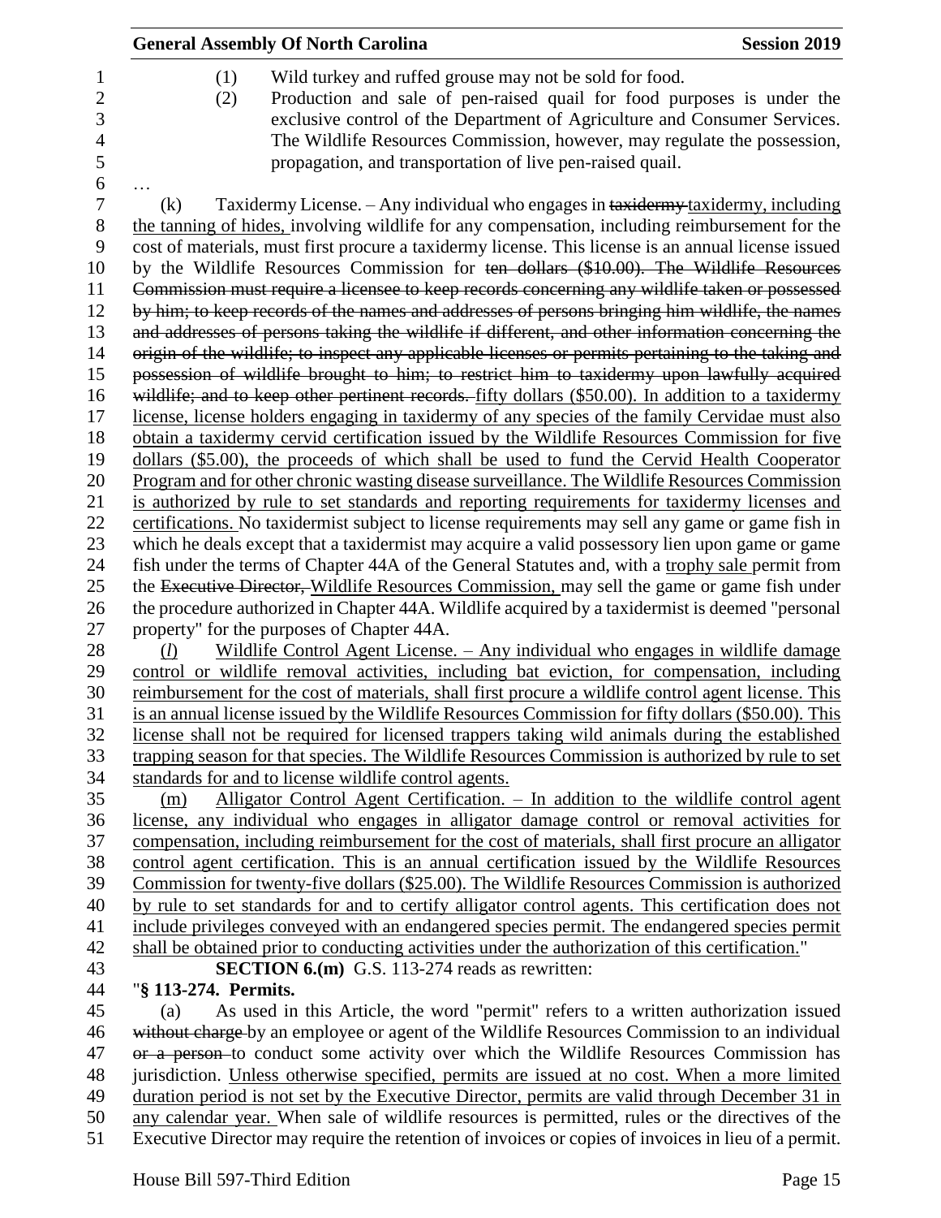(1) Wild turkey and ruffed grouse may not be sold for food.

(2) Production and sale of pen-raised quail for food purposes is under the exclusive control of the Department of Agriculture and Consumer Services. The Wildlife Resources Commission, however, may regulate the possession, propagation, and transportation of live pen-raised quail.

…

(k) Taxidermy License. – Any individual who engages in ~~taxidermy~~ taxidermy, including the tanning of hides, involving wildlife for any compensation, including reimbursement for the cost of materials, must first procure a taxidermy license. This license is an annual license issued by the Wildlife Resources Commission for ~~ten dollars ($10.00). The Wildlife Resources Commission must require a licensee to keep records concerning any wildlife taken or possessed by him; to keep records of the names and addresses of persons bringing him wildlife, the names and addresses of persons taking the wildlife if different, and other information concerning the origin of the wildlife; to inspect any applicable licenses or permits pertaining to the taking and possession of wildlife brought to him; to restrict him to taxidermy upon lawfully acquired wildlife; and to keep other pertinent records.~~ fifty dollars ($50.00). In addition to a taxidermy license, license holders engaging in taxidermy of any species of the family Cervidae must also obtain a taxidermy cervid certification issued by the Wildlife Resources Commission for five dollars ($5.00), the proceeds of which shall be used to fund the Cervid Health Cooperator Program and for other chronic wasting disease surveillance. The Wildlife Resources Commission is authorized by rule to set standards and reporting requirements for taxidermy licenses and certifications. No taxidermist subject to license requirements may sell any game or game fish in which he deals except that a taxidermist may acquire a valid possessory lien upon game or game fish under the terms of Chapter 44A of the General Statutes and, with a trophy sale permit from the ~~Executive Director,~~ Wildlife Resources Commission, may sell the game or game fish under the procedure authorized in Chapter 44A. Wildlife acquired by a taxidermist is deemed "personal property" for the purposes of Chapter 44A.

(*l*) Wildlife Control Agent License. – Any individual who engages in wildlife damage control or wildlife removal activities, including bat eviction, for compensation, including reimbursement for the cost of materials, shall first procure a wildlife control agent license. This is an annual license issued by the Wildlife Resources Commission for fifty dollars ($50.00). This license shall not be required for licensed trappers taking wild animals during the established trapping season for that species. The Wildlife Resources Commission is authorized by rule to set standards for and to license wildlife control agents.

(m) Alligator Control Agent Certification. – In addition to the wildlife control agent license, any individual who engages in alligator damage control or removal activities for compensation, including reimbursement for the cost of materials, shall first procure an alligator control agent certification. This is an annual certification issued by the Wildlife Resources Commission for twenty-five dollars ($25.00). The Wildlife Resources Commission is authorized by rule to set standards for and to certify alligator control agents. This certification does not include privileges conveyed with an endangered species permit. The endangered species permit shall be obtained prior to conducting activities under the authorization of this certification."

**SECTION 6.(m)** G.S. 113-274 reads as rewritten:

"**§ 113-274. Permits.**

(a) As used in this Article, the word "permit" refers to a written authorization issued ~~without charge~~ by an employee or agent of the Wildlife Resources Commission to an individual ~~or a person~~ to conduct some activity over which the Wildlife Resources Commission has jurisdiction. Unless otherwise specified, permits are issued at no cost. When a more limited duration period is not set by the Executive Director, permits are valid through December 31 in any calendar year. When sale of wildlife resources is permitted, rules or the directives of the Executive Director may require the retention of invoices or copies of invoices in lieu of a permit.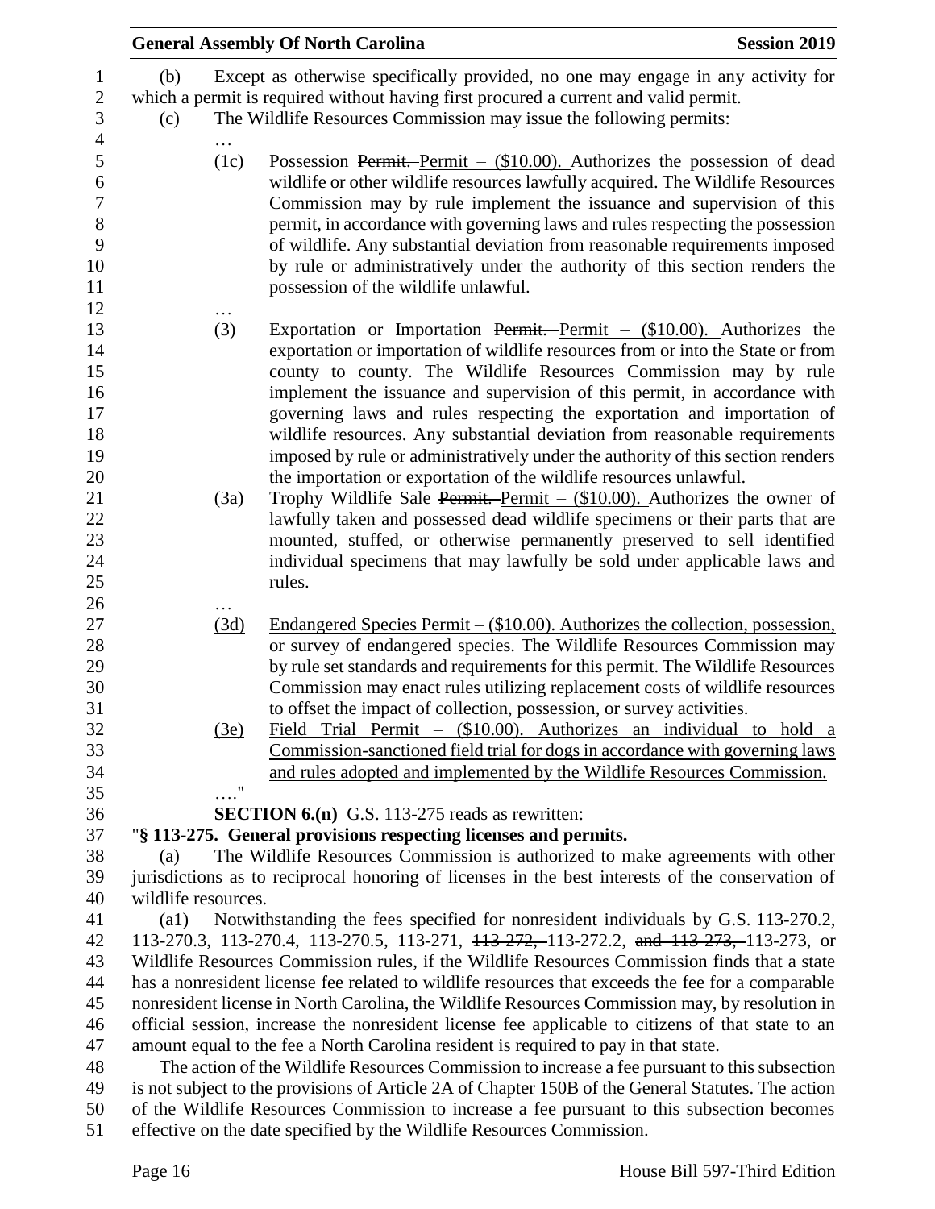(b) Except as otherwise specifically provided, no one may engage in any activity for which a permit is required without having first procured a current and valid permit.

(c) The Wildlife Resources Commission may issue the following permits:

…

(1c) Possession ~~Permit.~~ Permit – ($10.00). Authorizes the possession of dead wildlife or other wildlife resources lawfully acquired. The Wildlife Resources Commission may by rule implement the issuance and supervision of this permit, in accordance with governing laws and rules respecting the possession of wildlife. Any substantial deviation from reasonable requirements imposed by rule or administratively under the authority of this section renders the possession of the wildlife unlawful.

…

(3) Exportation or Importation ~~Permit.~~ Permit – ($10.00). Authorizes the exportation or importation of wildlife resources from or into the State or from county to county. The Wildlife Resources Commission may by rule implement the issuance and supervision of this permit, in accordance with governing laws and rules respecting the exportation and importation of wildlife resources. Any substantial deviation from reasonable requirements imposed by rule or administratively under the authority of this section renders the importation or exportation of the wildlife resources unlawful.

(3a) Trophy Wildlife Sale ~~Permit.~~ Permit – ($10.00). Authorizes the owner of lawfully taken and possessed dead wildlife specimens or their parts that are mounted, stuffed, or otherwise permanently preserved to sell identified individual specimens that may lawfully be sold under applicable laws and rules.

…

<u>(3d)</u> <u>Endangered Species Permit – ($10.00). Authorizes the collection, possession, or survey of endangered species. The Wildlife Resources Commission may by rule set standards and requirements for this permit. The Wildlife Resources Commission may enact rules utilizing replacement costs of wildlife resources to offset the impact of collection, possession, or survey activities.</u>

<u>(3e)</u> <u>Field Trial Permit – ($10.00). Authorizes an individual to hold a Commission-sanctioned field trial for dogs in accordance with governing laws and rules adopted and implemented by the Wildlife Resources Commission.</u>

…."

**SECTION 6.(n)** G.S. 113-275 reads as rewritten:

"**§ 113-275. General provisions respecting licenses and permits.**

(a) The Wildlife Resources Commission is authorized to make agreements with other jurisdictions as to reciprocal honoring of licenses in the best interests of the conservation of wildlife resources.

(a1) Notwithstanding the fees specified for nonresident individuals by G.S. 113-270.2, 113-270.3, <u>113-270.4,</u> 113-270.5, 113-271, ~~113-272,~~ 113-272.2, ~~and 113-273,~~ <u>113-273, or Wildlife Resources Commission rules,</u> if the Wildlife Resources Commission finds that a state has a nonresident license fee related to wildlife resources that exceeds the fee for a comparable nonresident license in North Carolina, the Wildlife Resources Commission may, by resolution in official session, increase the nonresident license fee applicable to citizens of that state to an amount equal to the fee a North Carolina resident is required to pay in that state.

The action of the Wildlife Resources Commission to increase a fee pursuant to this subsection is not subject to the provisions of Article 2A of Chapter 150B of the General Statutes. The action of the Wildlife Resources Commission to increase a fee pursuant to this subsection becomes effective on the date specified by the Wildlife Resources Commission.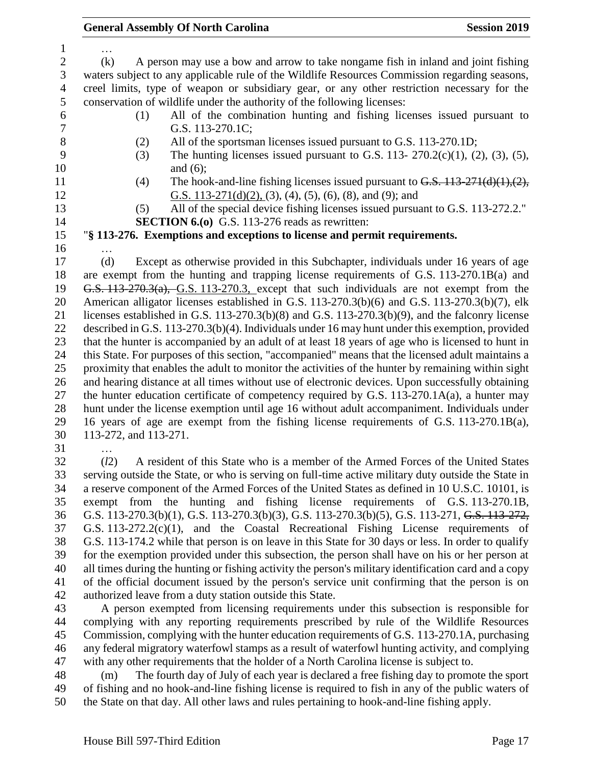…

(k) A person may use a bow and arrow to take nongame fish in inland and joint fishing waters subject to any applicable rule of the Wildlife Resources Commission regarding seasons, creel limits, type of weapon or subsidiary gear, or any other restriction necessary for the conservation of wildlife under the authority of the following licenses:

(1) All of the combination hunting and fishing licenses issued pursuant to G.S. 113-270.1C;

(2) All of the sportsman licenses issued pursuant to G.S. 113-270.1D;

(3) The hunting licenses issued pursuant to G.S. 113- 270.2(c)(1), (2), (3), (5), and (6);

(4) The hook-and-line fishing licenses issued pursuant to ~~G.S. 113-271(d)(1),(2),~~ G.S. 113-271(d)(2), (3), (4), (5), (6), (8), and (9); and

(5) All of the special device fishing licenses issued pursuant to G.S. 113-272.2."

**SECTION 6.(o)** G.S. 113-276 reads as rewritten:

"**§ 113-276. Exemptions and exceptions to license and permit requirements.**

…

(d) Except as otherwise provided in this Subchapter, individuals under 16 years of age are exempt from the hunting and trapping license requirements of G.S. 113-270.1B(a) and ~~G.S. 113-270.3(a),~~ G.S. 113-270.3, except that such individuals are not exempt from the American alligator licenses established in G.S. 113-270.3(b)(6) and G.S. 113-270.3(b)(7), elk licenses established in G.S. 113-270.3(b)(8) and G.S. 113-270.3(b)(9), and the falconry license described in G.S. 113-270.3(b)(4). Individuals under 16 may hunt under this exemption, provided that the hunter is accompanied by an adult of at least 18 years of age who is licensed to hunt in this State. For purposes of this section, "accompanied" means that the licensed adult maintains a proximity that enables the adult to monitor the activities of the hunter by remaining within sight and hearing distance at all times without use of electronic devices. Upon successfully obtaining the hunter education certificate of competency required by G.S. 113-270.1A(a), a hunter may hunt under the license exemption until age 16 without adult accompaniment. Individuals under 16 years of age are exempt from the fishing license requirements of G.S. 113-270.1B(a), 113-272, and 113-271.

…

(*l*2) A resident of this State who is a member of the Armed Forces of the United States serving outside the State, or who is serving on full-time active military duty outside the State in a reserve component of the Armed Forces of the United States as defined in 10 U.S.C. 10101, is exempt from the hunting and fishing license requirements of G.S. 113-270.1B, G.S. 113-270.3(b)(1), G.S. 113-270.3(b)(3), G.S. 113-270.3(b)(5), G.S. 113-271, ~~G.S. 113-272,~~ G.S. 113-272.2(c)(1), and the Coastal Recreational Fishing License requirements of G.S. 113-174.2 while that person is on leave in this State for 30 days or less. In order to qualify for the exemption provided under this subsection, the person shall have on his or her person at all times during the hunting or fishing activity the person's military identification card and a copy of the official document issued by the person's service unit confirming that the person is on authorized leave from a duty station outside this State.

A person exempted from licensing requirements under this subsection is responsible for complying with any reporting requirements prescribed by rule of the Wildlife Resources Commission, complying with the hunter education requirements of G.S. 113-270.1A, purchasing any federal migratory waterfowl stamps as a result of waterfowl hunting activity, and complying with any other requirements that the holder of a North Carolina license is subject to.

(m) The fourth day of July of each year is declared a free fishing day to promote the sport of fishing and no hook-and-line fishing license is required to fish in any of the public waters of the State on that day. All other laws and rules pertaining to hook-and-line fishing apply.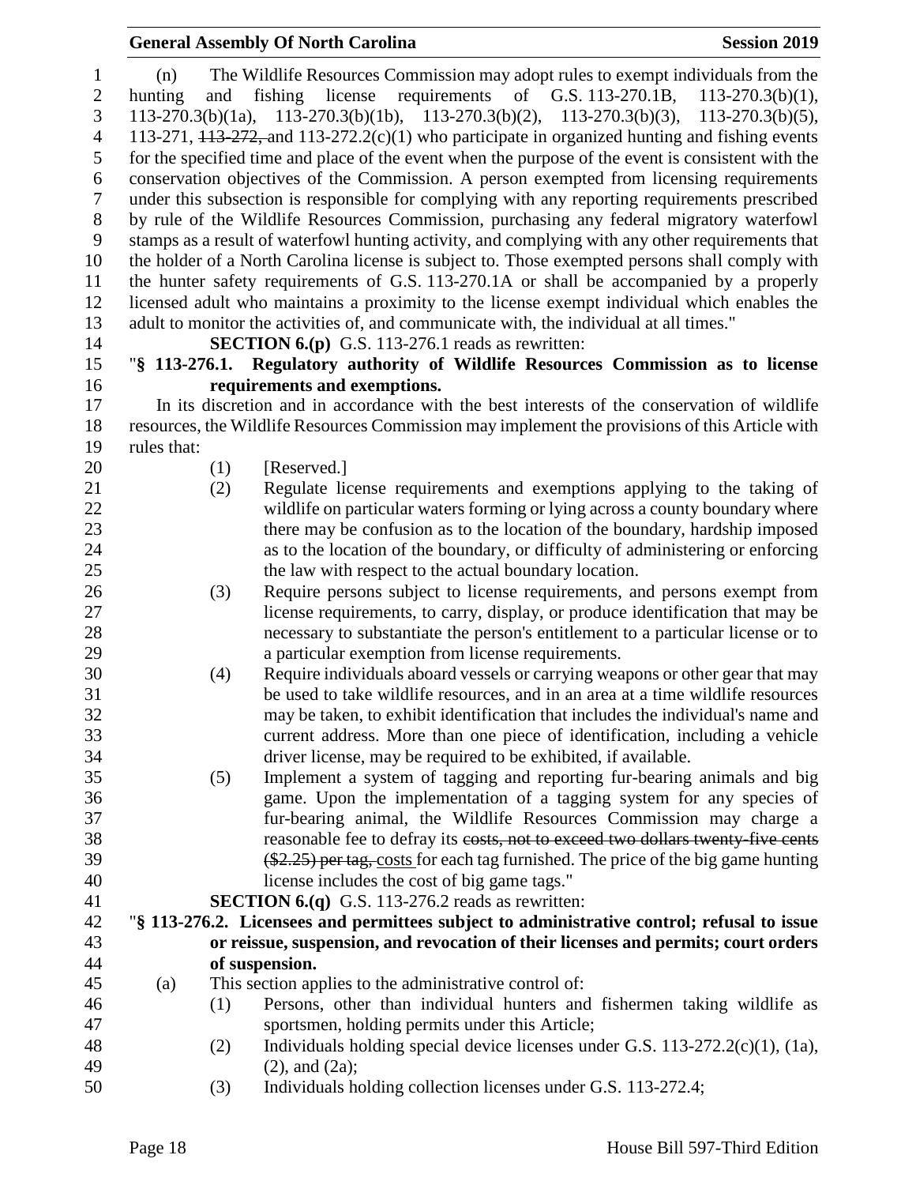(n) The Wildlife Resources Commission may adopt rules to exempt individuals from the hunting and fishing license requirements of G.S. 113-270.1B, 113-270.3(b)(1), 113-270.3(b)(1a), 113-270.3(b)(1b), 113-270.3(b)(2), 113-270.3(b)(3), 113-270.3(b)(5), 113-271, ~~113-272,~~ and 113-272.2(c)(1) who participate in organized hunting and fishing events for the specified time and place of the event when the purpose of the event is consistent with the conservation objectives of the Commission. A person exempted from licensing requirements under this subsection is responsible for complying with any reporting requirements prescribed by rule of the Wildlife Resources Commission, purchasing any federal migratory waterfowl stamps as a result of waterfowl hunting activity, and complying with any other requirements that the holder of a North Carolina license is subject to. Those exempted persons shall comply with the hunter safety requirements of G.S. 113-270.1A or shall be accompanied by a properly licensed adult who maintains a proximity to the license exempt individual which enables the adult to monitor the activities of, and communicate with, the individual at all times."

**SECTION 6.(p)** G.S. 113-276.1 reads as rewritten:

"**§ 113-276.1. Regulatory authority of Wildlife Resources Commission as to license requirements and exemptions.**

In its discretion and in accordance with the best interests of the conservation of wildlife resources, the Wildlife Resources Commission may implement the provisions of this Article with rules that:

(1) [Reserved.]

(2) Regulate license requirements and exemptions applying to the taking of wildlife on particular waters forming or lying across a county boundary where there may be confusion as to the location of the boundary, hardship imposed as to the location of the boundary, or difficulty of administering or enforcing the law with respect to the actual boundary location.

(3) Require persons subject to license requirements, and persons exempt from license requirements, to carry, display, or produce identification that may be necessary to substantiate the person's entitlement to a particular license or to a particular exemption from license requirements.

(4) Require individuals aboard vessels or carrying weapons or other gear that may be used to take wildlife resources, and in an area at a time wildlife resources may be taken, to exhibit identification that includes the individual's name and current address. More than one piece of identification, including a vehicle driver license, may be required to be exhibited, if available.

(5) Implement a system of tagging and reporting fur-bearing animals and big game. Upon the implementation of a tagging system for any species of fur-bearing animal, the Wildlife Resources Commission may charge a reasonable fee to defray its ~~costs, not to exceed two dollars twenty-five cents ($2.25) per tag,~~ costs for each tag furnished. The price of the big game hunting license includes the cost of big game tags."

**SECTION 6.(q)** G.S. 113-276.2 reads as rewritten:

"**§ 113-276.2. Licensees and permittees subject to administrative control; refusal to issue or reissue, suspension, and revocation of their licenses and permits; court orders of suspension.**

(a) This section applies to the administrative control of:

(1) Persons, other than individual hunters and fishermen taking wildlife as sportsmen, holding permits under this Article;

(2) Individuals holding special device licenses under G.S. 113-272.2(c)(1), (1a), (2), and (2a);

(3) Individuals holding collection licenses under G.S. 113-272.4;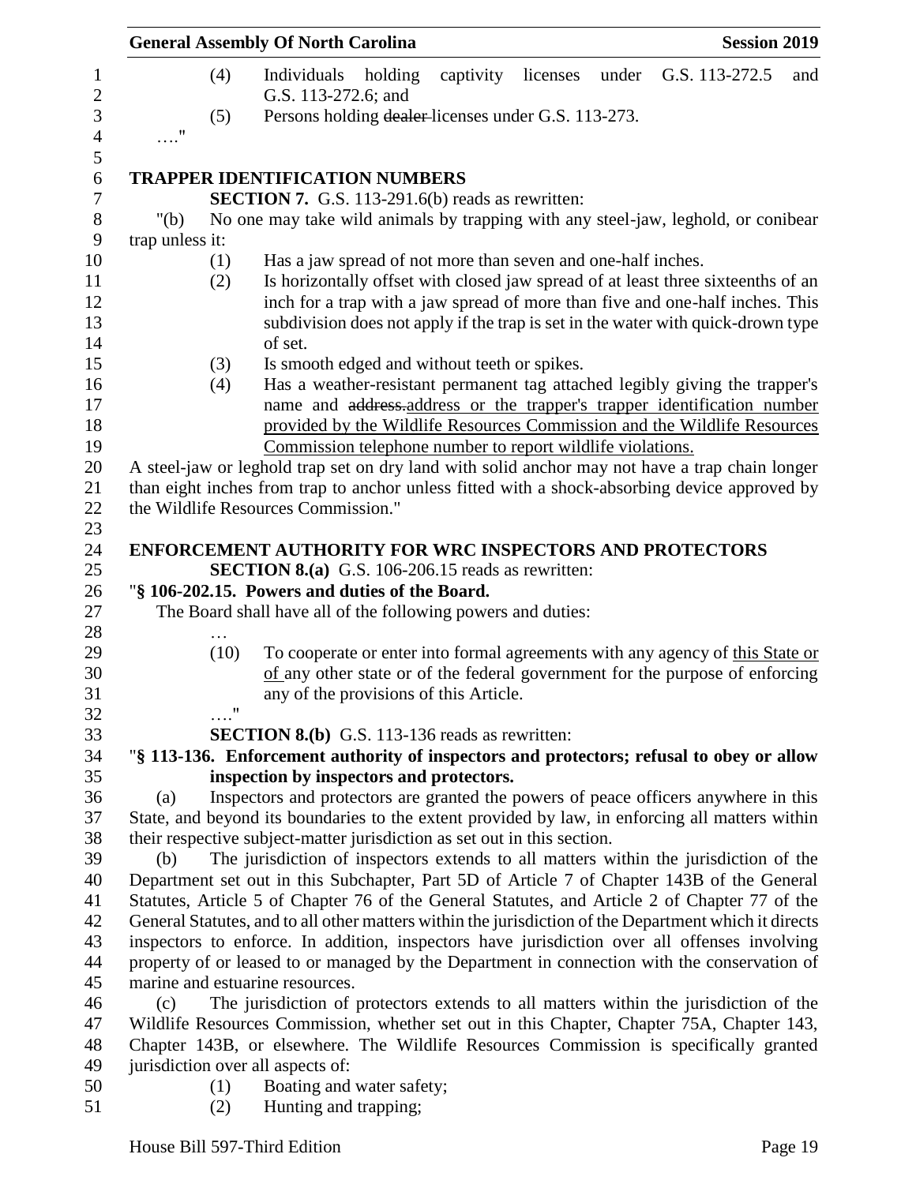(4) Individuals holding captivity licenses under G.S. 113-272.5 and G.S. 113-272.6; and

(5) Persons holding ~~dealer~~ licenses under G.S. 113-273.

…."

**TRAPPER IDENTIFICATION NUMBERS**

**SECTION 7.** G.S. 113-291.6(b) reads as rewritten:

"(b) No one may take wild animals by trapping with any steel-jaw, leghold, or conibear trap unless it:

(1) Has a jaw spread of not more than seven and one-half inches.

(2) Is horizontally offset with closed jaw spread of at least three sixteenths of an inch for a trap with a jaw spread of more than five and one-half inches. This subdivision does not apply if the trap is set in the water with quick-drown type of set.

(3) Is smooth edged and without teeth or spikes.

(4) Has a weather-resistant permanent tag attached legibly giving the trapper's name and ~~address.~~address or the trapper's trapper identification number provided by the Wildlife Resources Commission and the Wildlife Resources Commission telephone number to report wildlife violations.

A steel-jaw or leghold trap set on dry land with solid anchor may not have a trap chain longer than eight inches from trap to anchor unless fitted with a shock-absorbing device approved by the Wildlife Resources Commission."

**ENFORCEMENT AUTHORITY FOR WRC INSPECTORS AND PROTECTORS**

**SECTION 8.(a)** G.S. 106-206.15 reads as rewritten:

"**§ 106-202.15. Powers and duties of the Board.**

The Board shall have all of the following powers and duties:

…

(10) To cooperate or enter into formal agreements with any agency of this State or of any other state or of the federal government for the purpose of enforcing any of the provisions of this Article.

…."

**SECTION 8.(b)** G.S. 113-136 reads as rewritten:

"**§ 113-136. Enforcement authority of inspectors and protectors; refusal to obey or allow inspection by inspectors and protectors.**

(a) Inspectors and protectors are granted the powers of peace officers anywhere in this State, and beyond its boundaries to the extent provided by law, in enforcing all matters within their respective subject-matter jurisdiction as set out in this section.

(b) The jurisdiction of inspectors extends to all matters within the jurisdiction of the Department set out in this Subchapter, Part 5D of Article 7 of Chapter 143B of the General Statutes, Article 5 of Chapter 76 of the General Statutes, and Article 2 of Chapter 77 of the General Statutes, and to all other matters within the jurisdiction of the Department which it directs inspectors to enforce. In addition, inspectors have jurisdiction over all offenses involving property of or leased to or managed by the Department in connection with the conservation of marine and estuarine resources.

(c) The jurisdiction of protectors extends to all matters within the jurisdiction of the Wildlife Resources Commission, whether set out in this Chapter, Chapter 75A, Chapter 143, Chapter 143B, or elsewhere. The Wildlife Resources Commission is specifically granted jurisdiction over all aspects of:

(1) Boating and water safety;

(2) Hunting and trapping;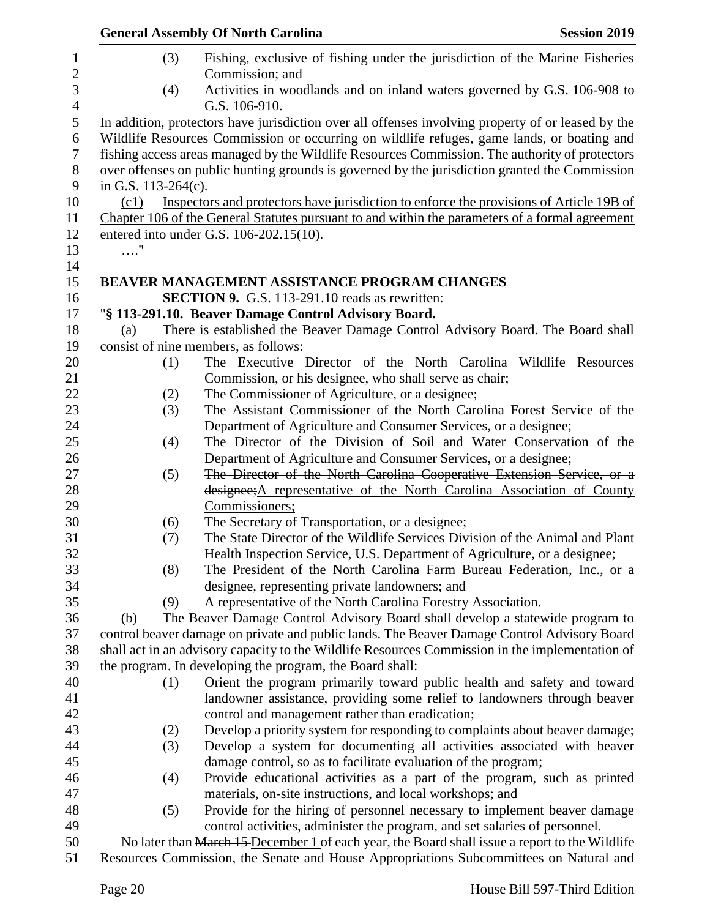(3) Fishing, exclusive of fishing under the jurisdiction of the Marine Fisheries Commission; and

(4) Activities in woodlands and on inland waters governed by G.S. 106-908 to G.S. 106-910.

In addition, protectors have jurisdiction over all offenses involving property of or leased by the Wildlife Resources Commission or occurring on wildlife refuges, game lands, or boating and fishing access areas managed by the Wildlife Resources Commission. The authority of protectors over offenses on public hunting grounds is governed by the jurisdiction granted the Commission in G.S. 113-264(c).

(c1) Inspectors and protectors have jurisdiction to enforce the provisions of Article 19B of Chapter 106 of the General Statutes pursuant to and within the parameters of a formal agreement entered into under G.S. 106-202.15(10).

…."

**BEAVER MANAGEMENT ASSISTANCE PROGRAM CHANGES**

**SECTION 9.** G.S. 113-291.10 reads as rewritten:

"**§ 113-291.10. Beaver Damage Control Advisory Board.**

(a) There is established the Beaver Damage Control Advisory Board. The Board shall consist of nine members, as follows:

(1) The Executive Director of the North Carolina Wildlife Resources Commission, or his designee, who shall serve as chair;

(2) The Commissioner of Agriculture, or a designee;

(3) The Assistant Commissioner of the North Carolina Forest Service of the Department of Agriculture and Consumer Services, or a designee;

(4) The Director of the Division of Soil and Water Conservation of the Department of Agriculture and Consumer Services, or a designee;

(5) ~~The Director of the North Carolina Cooperative Extension Service, or a designee;~~A representative of the North Carolina Association of County Commissioners;

(6) The Secretary of Transportation, or a designee;

(7) The State Director of the Wildlife Services Division of the Animal and Plant Health Inspection Service, U.S. Department of Agriculture, or a designee;

(8) The President of the North Carolina Farm Bureau Federation, Inc., or a designee, representing private landowners; and

(9) A representative of the North Carolina Forestry Association.

(b) The Beaver Damage Control Advisory Board shall develop a statewide program to control beaver damage on private and public lands. The Beaver Damage Control Advisory Board shall act in an advisory capacity to the Wildlife Resources Commission in the implementation of the program. In developing the program, the Board shall:

(1) Orient the program primarily toward public health and safety and toward landowner assistance, providing some relief to landowners through beaver control and management rather than eradication;

(2) Develop a priority system for responding to complaints about beaver damage;

(3) Develop a system for documenting all activities associated with beaver damage control, so as to facilitate evaluation of the program;

(4) Provide educational activities as a part of the program, such as printed materials, on-site instructions, and local workshops; and

(5) Provide for the hiring of personnel necessary to implement beaver damage control activities, administer the program, and set salaries of personnel.

No later than ~~March 15~~ December 1 of each year, the Board shall issue a report to the Wildlife Resources Commission, the Senate and House Appropriations Subcommittees on Natural and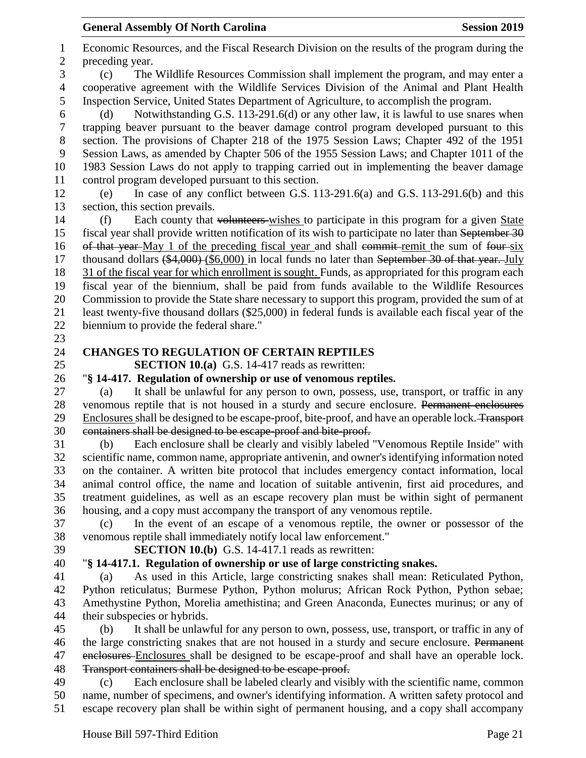Economic Resources, and the Fiscal Research Division on the results of the program during the preceding year.

(c) The Wildlife Resources Commission shall implement the program, and may enter a cooperative agreement with the Wildlife Services Division of the Animal and Plant Health Inspection Service, United States Department of Agriculture, to accomplish the program.

(d) Notwithstanding G.S. 113-291.6(d) or any other law, it is lawful to use snares when trapping beaver pursuant to the beaver damage control program developed pursuant to this section. The provisions of Chapter 218 of the 1975 Session Laws; Chapter 492 of the 1951 Session Laws, as amended by Chapter 506 of the 1955 Session Laws; and Chapter 1011 of the 1983 Session Laws do not apply to trapping carried out in implementing the beaver damage control program developed pursuant to this section.

(e) In case of any conflict between G.S. 113-291.6(a) and G.S. 113-291.6(b) and this section, this section prevails.

(f) Each county that ~~volunteers~~ wishes to participate in this program for a given State fiscal year shall provide written notification of its wish to participate no later than ~~September 30 of that year~~ May 1 of the preceding fiscal year and shall ~~commit~~ remit the sum of ~~four~~ six thousand dollars ~~($4,000)~~ ($6,000) in local funds no later than ~~September 30 of that year.~~ July 31 of the fiscal year for which enrollment is sought. Funds, as appropriated for this program each fiscal year of the biennium, shall be paid from funds available to the Wildlife Resources Commission to provide the State share necessary to support this program, provided the sum of at least twenty-five thousand dollars ($25,000) in federal funds is available each fiscal year of the biennium to provide the federal share."

**CHANGES TO REGULATION OF CERTAIN REPTILES**

**SECTION 10.(a)** G.S. 14-417 reads as rewritten:

"**§ 14-417. Regulation of ownership or use of venomous reptiles.**

(a) It shall be unlawful for any person to own, possess, use, transport, or traffic in any venomous reptile that is not housed in a sturdy and secure enclosure. ~~Permanent enclosures~~ Enclosures shall be designed to be escape-proof, bite-proof, and have an operable lock. ~~Transport containers shall be designed to be escape-proof and bite-proof.~~

(b) Each enclosure shall be clearly and visibly labeled "Venomous Reptile Inside" with scientific name, common name, appropriate antivenin, and owner's identifying information noted on the container. A written bite protocol that includes emergency contact information, local animal control office, the name and location of suitable antivenin, first aid procedures, and treatment guidelines, as well as an escape recovery plan must be within sight of permanent housing, and a copy must accompany the transport of any venomous reptile.

(c) In the event of an escape of a venomous reptile, the owner or possessor of the venomous reptile shall immediately notify local law enforcement."

**SECTION 10.(b)** G.S. 14-417.1 reads as rewritten:

"**§ 14-417.1. Regulation of ownership or use of large constricting snakes.**

(a) As used in this Article, large constricting snakes shall mean: Reticulated Python, Python reticulatus; Burmese Python, Python molurus; African Rock Python, Python sebae; Amethystine Python, Morelia amethistina; and Green Anaconda, Eunectes murinus; or any of their subspecies or hybrids.

(b) It shall be unlawful for any person to own, possess, use, transport, or traffic in any of the large constricting snakes that are not housed in a sturdy and secure enclosure. ~~Permanent enclosures~~ Enclosures shall be designed to be escape-proof and shall have an operable lock. ~~Transport containers shall be designed to be escape-proof.~~

(c) Each enclosure shall be labeled clearly and visibly with the scientific name, common name, number of specimens, and owner's identifying information. A written safety protocol and escape recovery plan shall be within sight of permanent housing, and a copy shall accompany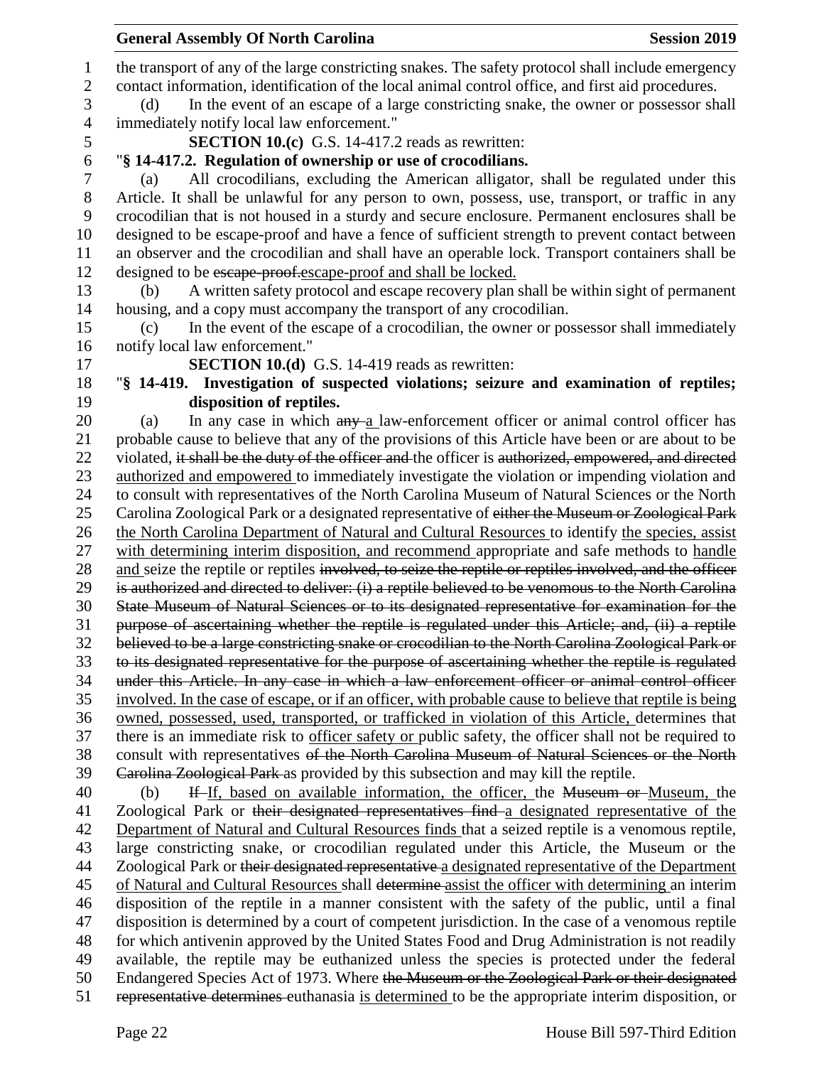the transport of any of the large constricting snakes. The safety protocol shall include emergency contact information, identification of the local animal control office, and first aid procedures.

(d) In the event of an escape of a large constricting snake, the owner or possessor shall immediately notify local law enforcement."

**SECTION 10.(c)** G.S. 14-417.2 reads as rewritten:

"**§ 14-417.2. Regulation of ownership or use of crocodilians.**

(a) All crocodilians, excluding the American alligator, shall be regulated under this Article. It shall be unlawful for any person to own, possess, use, transport, or traffic in any crocodilian that is not housed in a sturdy and secure enclosure. Permanent enclosures shall be designed to be escape-proof and have a fence of sufficient strength to prevent contact between an observer and the crocodilian and shall have an operable lock. Transport containers shall be designed to be ~~escape-proof.~~escape-proof and shall be locked.

(b) A written safety protocol and escape recovery plan shall be within sight of permanent housing, and a copy must accompany the transport of any crocodilian.

(c) In the event of the escape of a crocodilian, the owner or possessor shall immediately notify local law enforcement."

**SECTION 10.(d)** G.S. 14-419 reads as rewritten:

"**§ 14-419. Investigation of suspected violations; seizure and examination of reptiles; disposition of reptiles.**

(a) In any case in which ~~any~~ a law-enforcement officer or animal control officer has probable cause to believe that any of the provisions of this Article have been or are about to be violated, ~~it shall be the duty of the officer and~~ the officer is ~~authorized, empowered, and directed~~ authorized and empowered to immediately investigate the violation or impending violation and to consult with representatives of the North Carolina Museum of Natural Sciences or the North Carolina Zoological Park or a designated representative of ~~either the Museum or Zoological Park~~ the North Carolina Department of Natural and Cultural Resources to identify the species, assist with determining interim disposition, and recommend appropriate and safe methods to handle and seize the reptile or reptiles ~~involved, to seize the reptile or reptiles involved, and the officer is authorized and directed to deliver: (i) a reptile believed to be venomous to the North Carolina State Museum of Natural Sciences or to its designated representative for examination for the purpose of ascertaining whether the reptile is regulated under this Article; and, (ii) a reptile believed to be a large constricting snake or crocodilian to the North Carolina Zoological Park or to its designated representative for the purpose of ascertaining whether the reptile is regulated under this Article. In any case in which a law enforcement officer or animal control officer~~ involved. In the case of escape, or if an officer, with probable cause to believe that reptile is being owned, possessed, used, transported, or trafficked in violation of this Article, determines that there is an immediate risk to officer safety or public safety, the officer shall not be required to consult with representatives ~~of the North Carolina Museum of Natural Sciences or the North Carolina Zoological Park~~ as provided by this subsection and may kill the reptile.

(b) ~~If~~ If, based on available information, the officer, the ~~Museum or~~ Museum, the Zoological Park or ~~their designated representatives find~~ a designated representative of the Department of Natural and Cultural Resources finds that a seized reptile is a venomous reptile, large constricting snake, or crocodilian regulated under this Article, the Museum or the Zoological Park or ~~their designated representative~~ a designated representative of the Department of Natural and Cultural Resources shall ~~determine~~ assist the officer with determining an interim disposition of the reptile in a manner consistent with the safety of the public, until a final disposition is determined by a court of competent jurisdiction. In the case of a venomous reptile for which antivenin approved by the United States Food and Drug Administration is not readily available, the reptile may be euthanized unless the species is protected under the federal Endangered Species Act of 1973. Where ~~the Museum or the Zoological Park or their designated representative determines~~ euthanasia is determined to be the appropriate interim disposition, or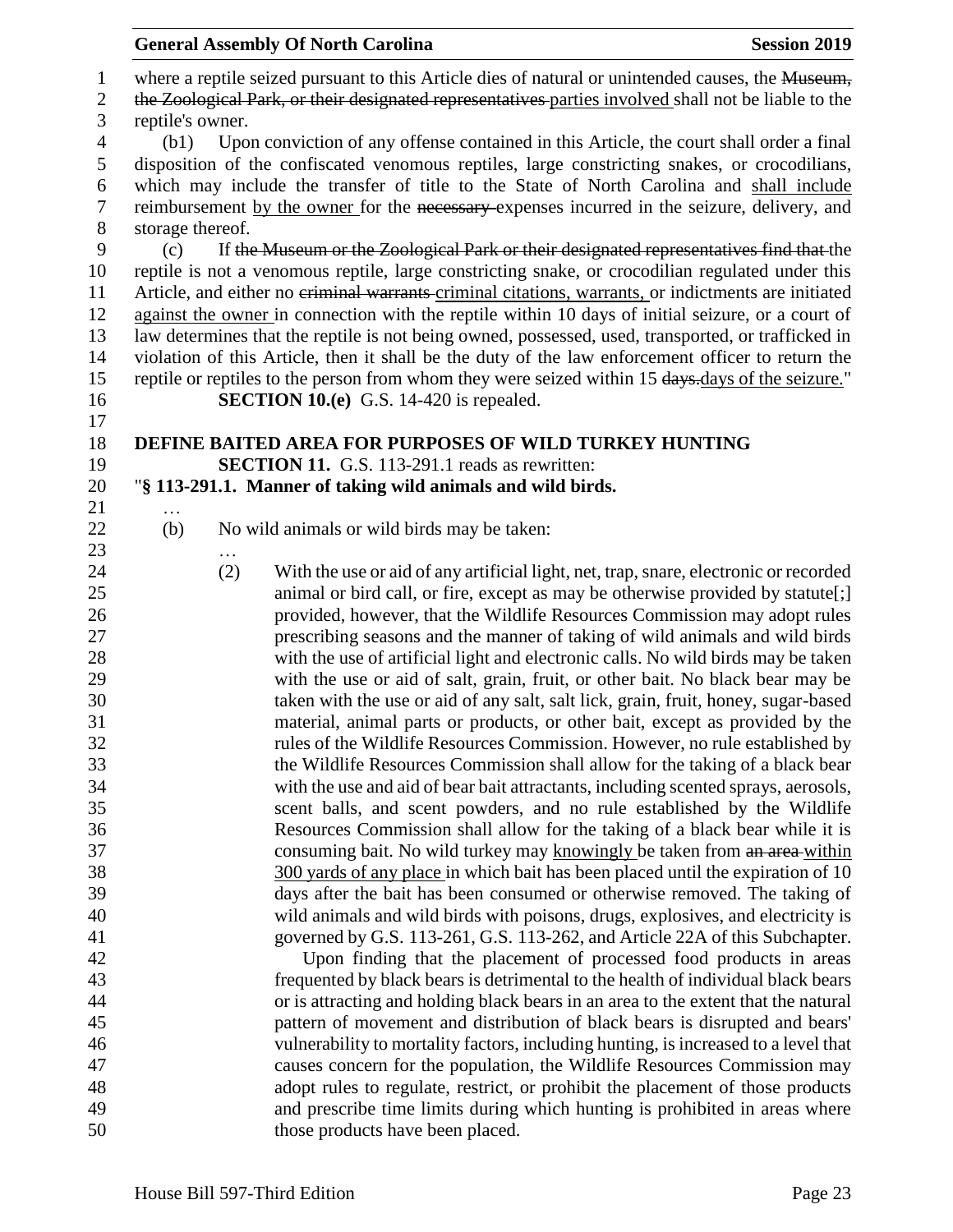where a reptile seized pursuant to this Article dies of natural or unintended causes, the ~~Museum, the Zoological Park, or their designated representatives~~ parties involved shall not be liable to the reptile's owner.

(b1) Upon conviction of any offense contained in this Article, the court shall order a final disposition of the confiscated venomous reptiles, large constricting snakes, or crocodilians, which may include the transfer of title to the State of North Carolina and shall include reimbursement by the owner for the ~~necessary~~ expenses incurred in the seizure, delivery, and storage thereof.

(c) If ~~the Museum or the Zoological Park or their designated representatives find that~~ the reptile is not a venomous reptile, large constricting snake, or crocodilian regulated under this Article, and either no ~~criminal warrants~~ criminal citations, warrants, or indictments are initiated against the owner in connection with the reptile within 10 days of initial seizure, or a court of law determines that the reptile is not being owned, possessed, used, transported, or trafficked in violation of this Article, then it shall be the duty of the law enforcement officer to return the reptile or reptiles to the person from whom they were seized within 15 ~~days.~~days of the seizure."

**SECTION 10.(e)** G.S. 14-420 is repealed.

**DEFINE BAITED AREA FOR PURPOSES OF WILD TURKEY HUNTING**

**SECTION 11.** G.S. 113-291.1 reads as rewritten:

"**§ 113-291.1. Manner of taking wild animals and wild birds.**

…

(b) No wild animals or wild birds may be taken:

…

(2) With the use or aid of any artificial light, net, trap, snare, electronic or recorded animal or bird call, or fire, except as may be otherwise provided by statute[;] provided, however, that the Wildlife Resources Commission may adopt rules prescribing seasons and the manner of taking of wild animals and wild birds with the use of artificial light and electronic calls. No wild birds may be taken with the use or aid of salt, grain, fruit, or other bait. No black bear may be taken with the use or aid of any salt, salt lick, grain, fruit, honey, sugar-based material, animal parts or products, or other bait, except as provided by the rules of the Wildlife Resources Commission. However, no rule established by the Wildlife Resources Commission shall allow for the taking of a black bear with the use and aid of bear bait attractants, including scented sprays, aerosols, scent balls, and scent powders, and no rule established by the Wildlife Resources Commission shall allow for the taking of a black bear while it is consuming bait. No wild turkey may knowingly be taken from ~~an area~~ within 300 yards of any place in which bait has been placed until the expiration of 10 days after the bait has been consumed or otherwise removed. The taking of wild animals and wild birds with poisons, drugs, explosives, and electricity is governed by G.S. 113-261, G.S. 113-262, and Article 22A of this Subchapter.

Upon finding that the placement of processed food products in areas frequented by black bears is detrimental to the health of individual black bears or is attracting and holding black bears in an area to the extent that the natural pattern of movement and distribution of black bears is disrupted and bears' vulnerability to mortality factors, including hunting, is increased to a level that causes concern for the population, the Wildlife Resources Commission may adopt rules to regulate, restrict, or prohibit the placement of those products and prescribe time limits during which hunting is prohibited in areas where those products have been placed.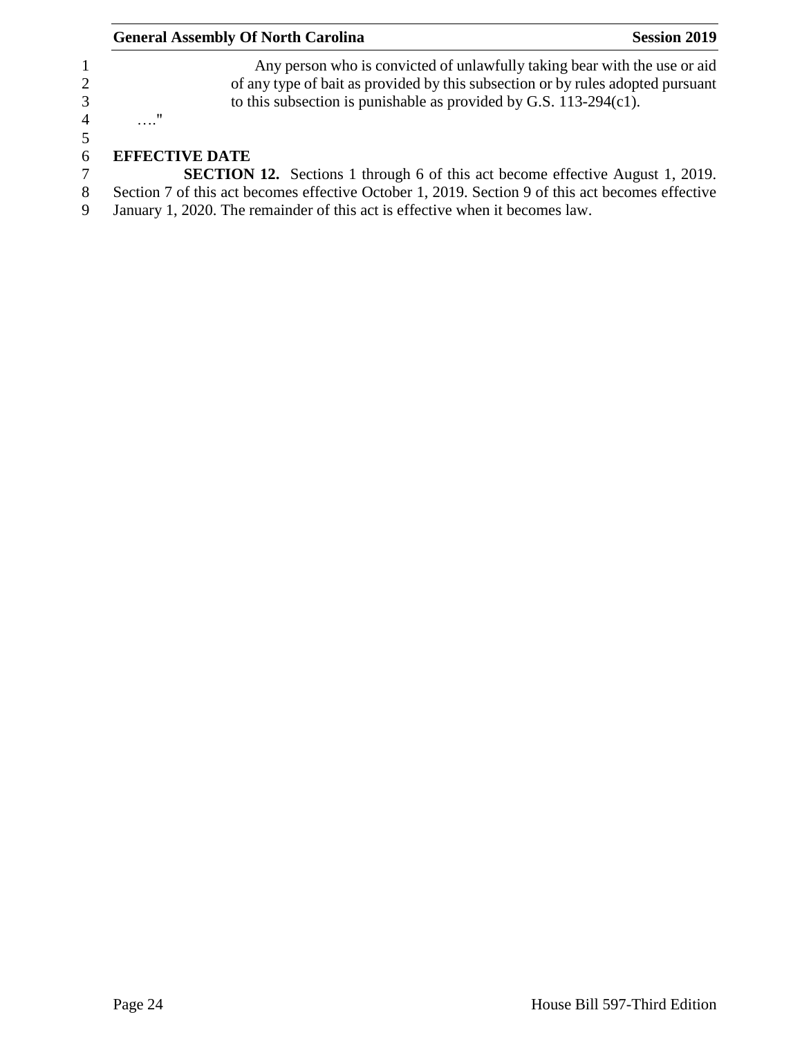Any person who is convicted of unlawfully taking bear with the use or aid of any type of bait as provided by this subsection or by rules adopted pursuant to this subsection is punishable as provided by G.S. 113-294(c1).

…."

**EFFECTIVE DATE**

**SECTION 12.** Sections 1 through 6 of this act become effective August 1, 2019. Section 7 of this act becomes effective October 1, 2019. Section 9 of this act becomes effective January 1, 2020. The remainder of this act is effective when it becomes law.